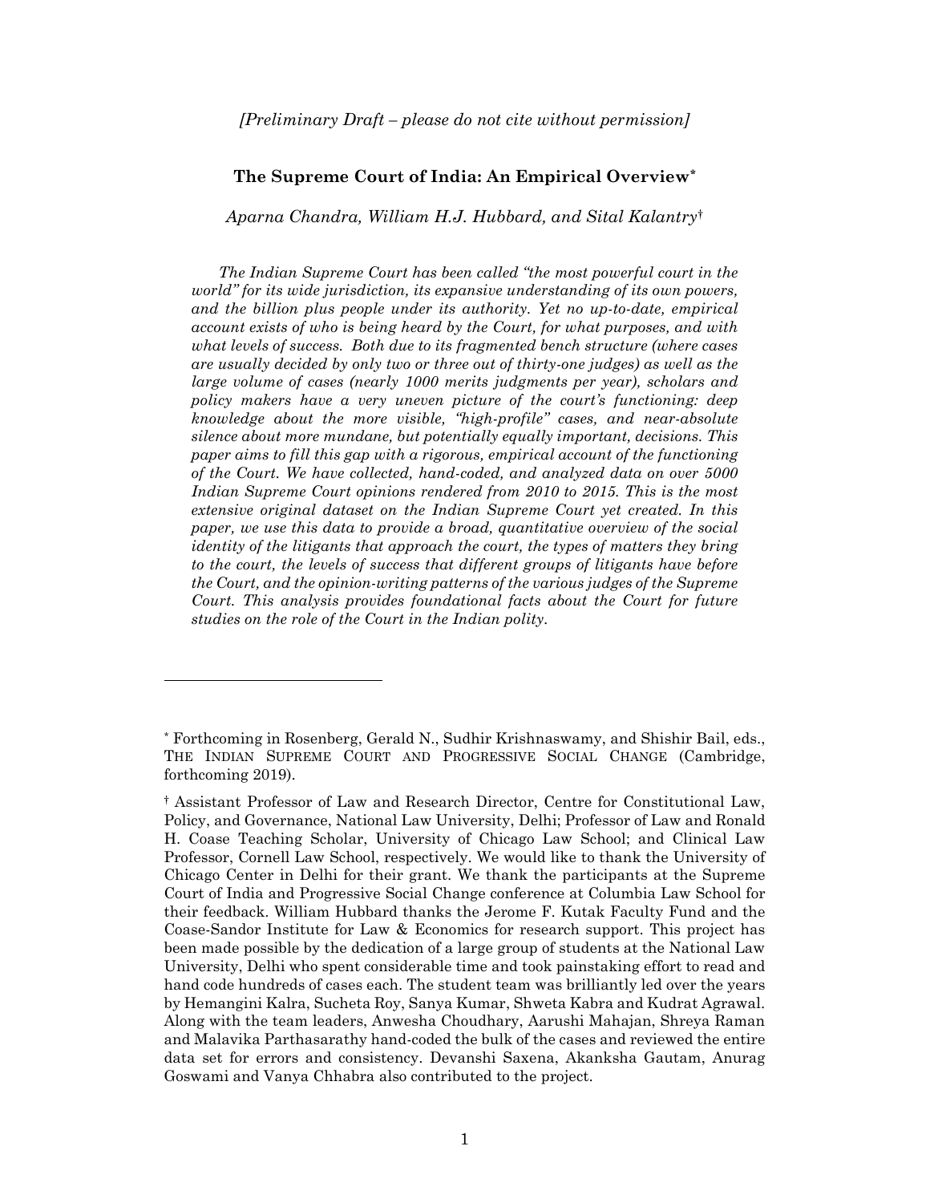*[Preliminary Draft – please do not cite without permission]*

# The Supreme Court of India: An Empirical Overview[*]

*Aparna Chandra, William H.J. Hubbard, and Sital Kalantry*[†]

*The Indian Supreme Court has been called "the most powerful court in the world" for its wide jurisdiction, its expansive understanding of its own powers, and the billion plus people under its authority. Yet no up-to-date, empirical account exists of who is being heard by the Court, for what purposes, and with what levels of success. Both due to its fragmented bench structure (where cases are usually decided by only two or three out of thirty-one judges) as well as the large volume of cases (nearly 1000 merits judgments per year), scholars and policy makers have a very uneven picture of the court's functioning: deep knowledge about the more visible, "high-profile" cases, and near-absolute silence about more mundane, but potentially equally important, decisions. This paper aims to fill this gap with a rigorous, empirical account of the functioning of the Court. We have collected, hand-coded, and analyzed data on over 5000 Indian Supreme Court opinions rendered from 2010 to 2015. This is the most extensive original dataset on the Indian Supreme Court yet created. In this paper, we use this data to provide a broad, quantitative overview of the social identity of the litigants that approach the court, the types of matters they bring to the court, the levels of success that different groups of litigants have before the Court, and the opinion-writing patterns of the various judges of the Supreme Court. This analysis provides foundational facts about the Court for future studies on the role of the Court in the Indian polity.*

---

[*] Forthcoming in Rosenberg, Gerald N., Sudhir Krishnaswamy, and Shishir Bail, eds., THE INDIAN SUPREME COURT AND PROGRESSIVE SOCIAL CHANGE (Cambridge, forthcoming 2019).

[†] Assistant Professor of Law and Research Director, Centre for Constitutional Law, Policy, and Governance, National Law University, Delhi; Professor of Law and Ronald H. Coase Teaching Scholar, University of Chicago Law School; and Clinical Law Professor, Cornell Law School, respectively. We would like to thank the University of Chicago Center in Delhi for their grant. We thank the participants at the Supreme Court of India and Progressive Social Change conference at Columbia Law School for their feedback. William Hubbard thanks the Jerome F. Kutak Faculty Fund and the Coase-Sandor Institute for Law & Economics for research support. This project has been made possible by the dedication of a large group of students at the National Law University, Delhi who spent considerable time and took painstaking effort to read and hand code hundreds of cases each. The student team was brilliantly led over the years by Hemangini Kalra, Sucheta Roy, Sanya Kumar, Shweta Kabra and Kudrat Agrawal. Along with the team leaders, Anwesha Choudhary, Aarushi Mahajan, Shreya Raman and Malavika Parthasarathy hand-coded the bulk of the cases and reviewed the entire data set for errors and consistency. Devanshi Saxena, Akanksha Gautam, Anurag Goswami and Vanya Chhabra also contributed to the project.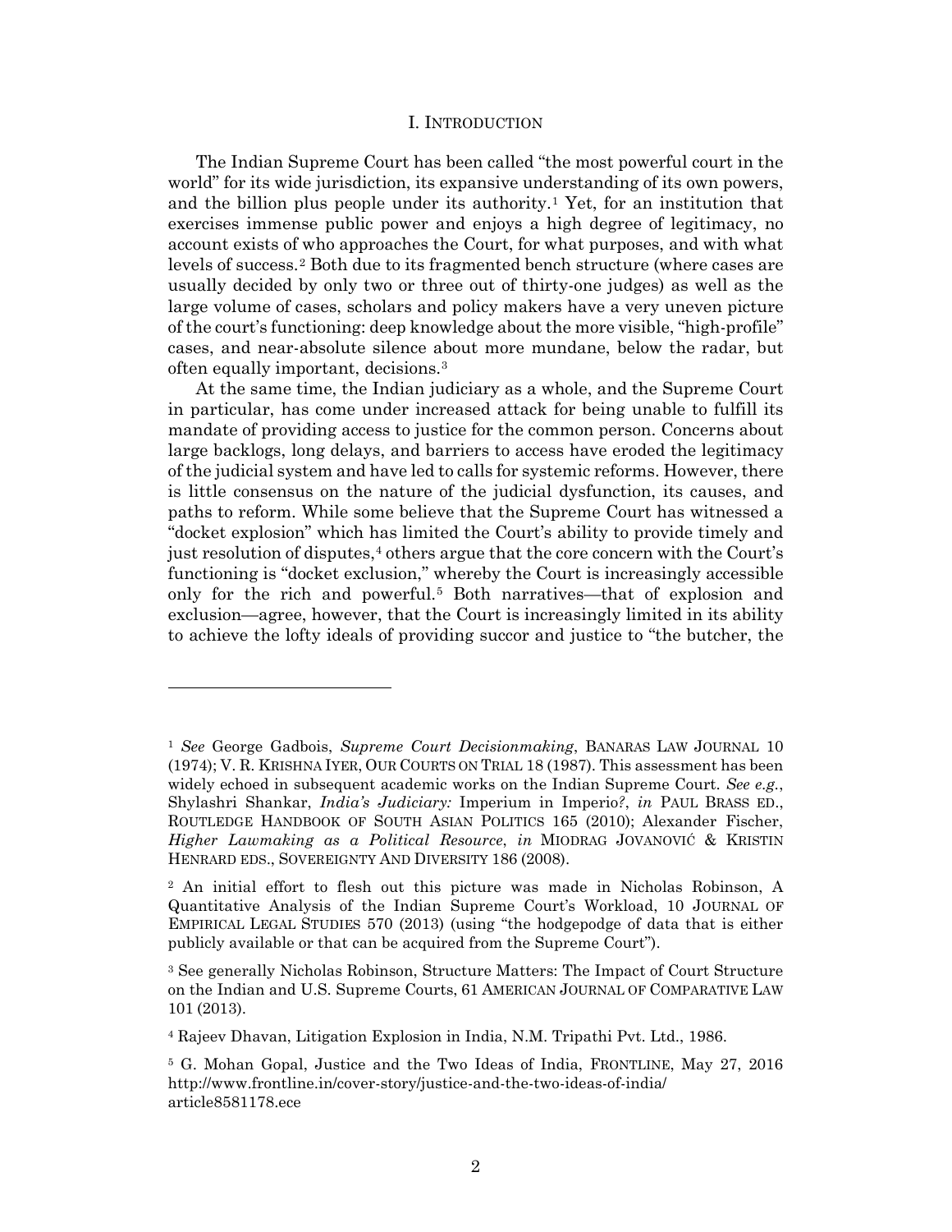# I. INTRODUCTION

The Indian Supreme Court has been called "the most powerful court in the world" for its wide jurisdiction, its expansive understanding of its own powers, and the billion plus people under its authority.[1] Yet, for an institution that exercises immense public power and enjoys a high degree of legitimacy, no account exists of who approaches the Court, for what purposes, and with what levels of success.[2] Both due to its fragmented bench structure (where cases are usually decided by only two or three out of thirty-one judges) as well as the large volume of cases, scholars and policy makers have a very uneven picture of the court's functioning: deep knowledge about the more visible, "high-profile" cases, and near-absolute silence about more mundane, below the radar, but often equally important, decisions.[3]

At the same time, the Indian judiciary as a whole, and the Supreme Court in particular, has come under increased attack for being unable to fulfill its mandate of providing access to justice for the common person. Concerns about large backlogs, long delays, and barriers to access have eroded the legitimacy of the judicial system and have led to calls for systemic reforms. However, there is little consensus on the nature of the judicial dysfunction, its causes, and paths to reform. While some believe that the Supreme Court has witnessed a "docket explosion" which has limited the Court's ability to provide timely and just resolution of disputes,[4] others argue that the core concern with the Court's functioning is "docket exclusion," whereby the Court is increasingly accessible only for the rich and powerful.[5] Both narratives—that of explosion and exclusion—agree, however, that the Court is increasingly limited in its ability to achieve the lofty ideals of providing succor and justice to "the butcher, the

---

[1] *See* George Gadbois, *Supreme Court Decisionmaking*, BANARAS LAW JOURNAL 10 (1974); V. R. KRISHNA IYER, OUR COURTS ON TRIAL 18 (1987). This assessment has been widely echoed in subsequent academic works on the Indian Supreme Court. *See e.g.*, Shylashri Shankar, *India's Judiciary:* Imperium in Imperio*?*, *in* PAUL BRASS ED., ROUTLEDGE HANDBOOK OF SOUTH ASIAN POLITICS 165 (2010); Alexander Fischer, *Higher Lawmaking as a Political Resource*, *in* MIODRAG JOVANOVIĆ & KRISTIN HENRARD EDS., SOVEREIGNTY AND DIVERSITY 186 (2008).

[2] An initial effort to flesh out this picture was made in Nicholas Robinson, A Quantitative Analysis of the Indian Supreme Court's Workload, 10 JOURNAL OF EMPIRICAL LEGAL STUDIES 570 (2013) (using "the hodgepodge of data that is either publicly available or that can be acquired from the Supreme Court").

[3] See generally Nicholas Robinson, Structure Matters: The Impact of Court Structure on the Indian and U.S. Supreme Courts, 61 AMERICAN JOURNAL OF COMPARATIVE LAW 101 (2013).

[4] Rajeev Dhavan, Litigation Explosion in India, N.M. Tripathi Pvt. Ltd., 1986.

[5] G. Mohan Gopal, Justice and the Two Ideas of India, FRONTLINE, May 27, 2016 http://www.frontline.in/cover-story/justice-and-the-two-ideas-of-india/article8581178.ece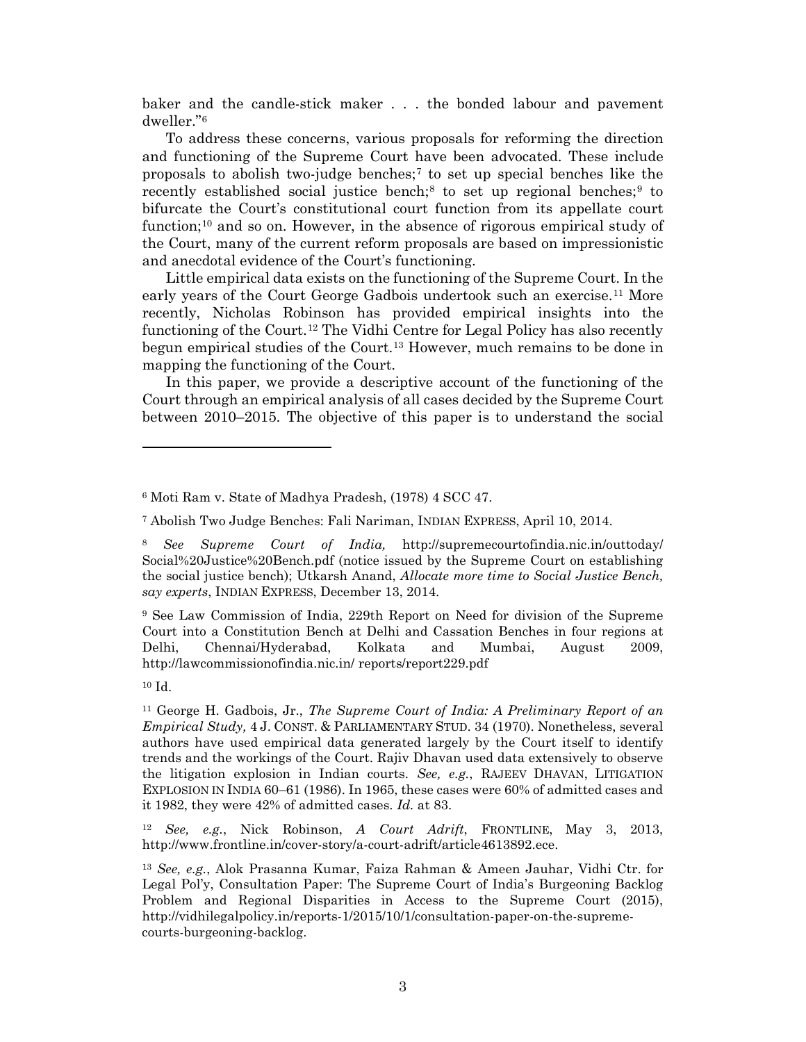baker and the candle-stick maker . . . the bonded labour and pavement dweller."[6]

To address these concerns, various proposals for reforming the direction and functioning of the Supreme Court have been advocated. These include proposals to abolish two-judge benches;[7] to set up special benches like the recently established social justice bench;[8] to set up regional benches;[9] to bifurcate the Court's constitutional court function from its appellate court function;[10] and so on. However, in the absence of rigorous empirical study of the Court, many of the current reform proposals are based on impressionistic and anecdotal evidence of the Court's functioning.

Little empirical data exists on the functioning of the Supreme Court. In the early years of the Court George Gadbois undertook such an exercise.[11] More recently, Nicholas Robinson has provided empirical insights into the functioning of the Court.[12] The Vidhi Centre for Legal Policy has also recently begun empirical studies of the Court.[13] However, much remains to be done in mapping the functioning of the Court.

In this paper, we provide a descriptive account of the functioning of the Court through an empirical analysis of all cases decided by the Supreme Court between 2010–2015. The objective of this paper is to understand the social

---

[6] Moti Ram v. State of Madhya Pradesh, (1978) 4 SCC 47.

[7] Abolish Two Judge Benches: Fali Nariman, INDIAN EXPRESS, April 10, 2014.

[8] *See Supreme Court of India,* http://supremecourtofindia.nic.in/outtoday/Social%20Justice%20Bench.pdf (notice issued by the Supreme Court on establishing the social justice bench); Utkarsh Anand, *Allocate more time to Social Justice Bench, say experts*, INDIAN EXPRESS, December 13, 2014.

[9] See Law Commission of India, 229th Report on Need for division of the Supreme Court into a Constitution Bench at Delhi and Cassation Benches in four regions at Delhi, Chennai/Hyderabad, Kolkata and Mumbai, August 2009, http://lawcommissionofindia.nic.in/ reports/report229.pdf

[10] Id.

[11] George H. Gadbois, Jr., *The Supreme Court of India: A Preliminary Report of an Empirical Study,* 4 J. CONST. & PARLIAMENTARY STUD. 34 (1970). Nonetheless, several authors have used empirical data generated largely by the Court itself to identify trends and the workings of the Court. Rajiv Dhavan used data extensively to observe the litigation explosion in Indian courts. *See, e.g.*, RAJEEV DHAVAN, LITIGATION EXPLOSION IN INDIA 60–61 (1986). In 1965, these cases were 60% of admitted cases and it 1982, they were 42% of admitted cases. *Id.* at 83.

[12] *See, e.g.*, Nick Robinson, *A Court Adrift*, FRONTLINE, May 3, 2013, http://www.frontline.in/cover-story/a-court-adrift/article4613892.ece.

[13] *See, e.g.*, Alok Prasanna Kumar, Faiza Rahman & Ameen Jauhar, Vidhi Ctr. for Legal Pol'y, Consultation Paper: The Supreme Court of India's Burgeoning Backlog Problem and Regional Disparities in Access to the Supreme Court (2015), http://vidhilegalpolicy.in/reports-1/2015/10/1/consultation-paper-on-the-supreme-courts-burgeoning-backlog.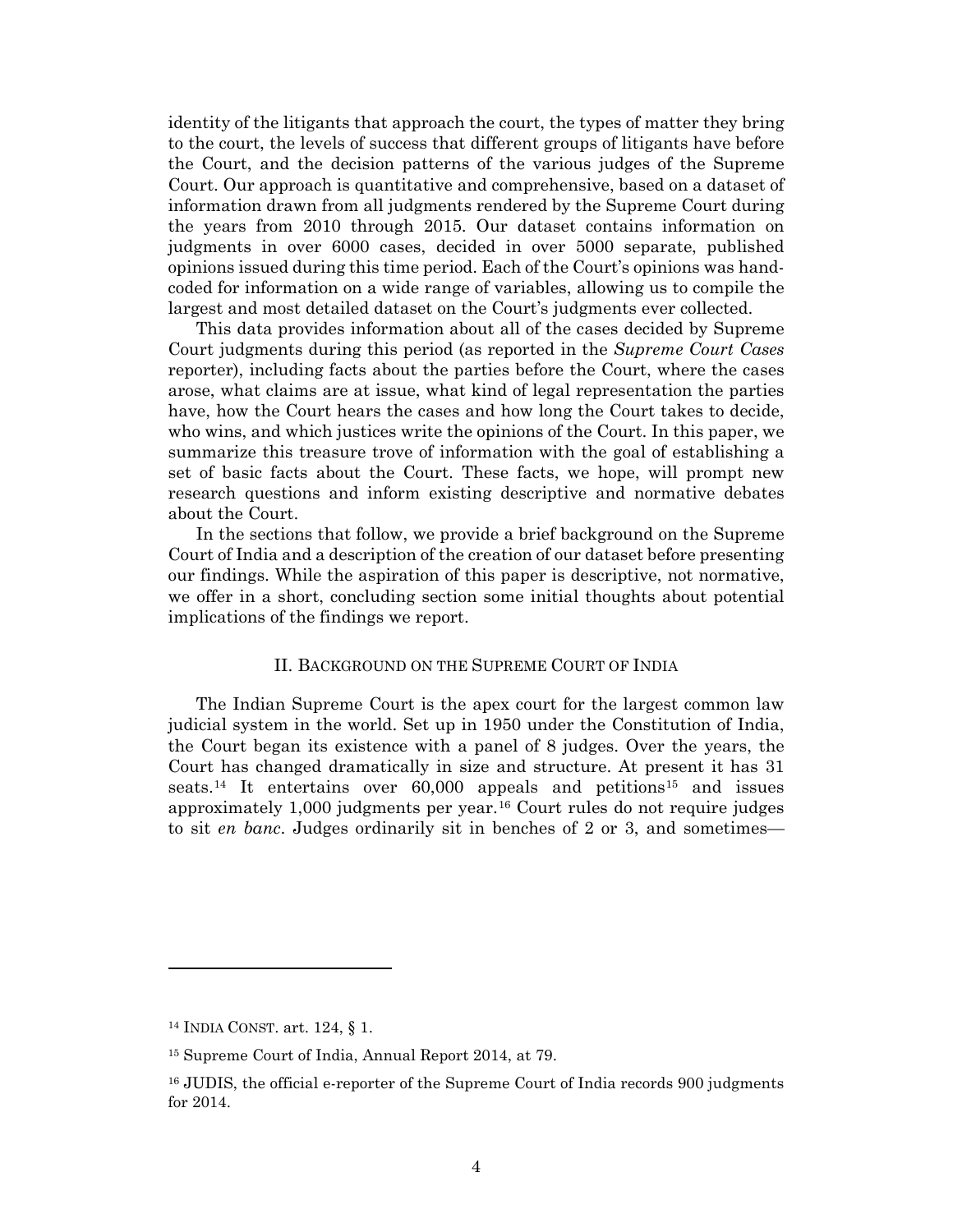identity of the litigants that approach the court, the types of matter they bring to the court, the levels of success that different groups of litigants have before the Court, and the decision patterns of the various judges of the Supreme Court. Our approach is quantitative and comprehensive, based on a dataset of information drawn from all judgments rendered by the Supreme Court during the years from 2010 through 2015. Our dataset contains information on judgments in over 6000 cases, decided in over 5000 separate, published opinions issued during this time period. Each of the Court's opinions was hand-coded for information on a wide range of variables, allowing us to compile the largest and most detailed dataset on the Court's judgments ever collected.

This data provides information about all of the cases decided by Supreme Court judgments during this period (as reported in the *Supreme Court Cases* reporter), including facts about the parties before the Court, where the cases arose, what claims are at issue, what kind of legal representation the parties have, how the Court hears the cases and how long the Court takes to decide, who wins, and which justices write the opinions of the Court. In this paper, we summarize this treasure trove of information with the goal of establishing a set of basic facts about the Court. These facts, we hope, will prompt new research questions and inform existing descriptive and normative debates about the Court.

In the sections that follow, we provide a brief background on the Supreme Court of India and a description of the creation of our dataset before presenting our findings. While the aspiration of this paper is descriptive, not normative, we offer in a short, concluding section some initial thoughts about potential implications of the findings we report.

## II. Background on the Supreme Court of India

The Indian Supreme Court is the apex court for the largest common law judicial system in the world. Set up in 1950 under the Constitution of India, the Court began its existence with a panel of 8 judges. Over the years, the Court has changed dramatically in size and structure. At present it has 31 seats.[14] It entertains over 60,000 appeals and petitions[15] and issues approximately 1,000 judgments per year.[16] Court rules do not require judges to sit *en banc*. Judges ordinarily sit in benches of 2 or 3, and sometimes—

---

[14] INDIA CONST. art. 124, § 1.

[15] Supreme Court of India, Annual Report 2014, at 79.

[16] JUDIS, the official e-reporter of the Supreme Court of India records 900 judgments for 2014.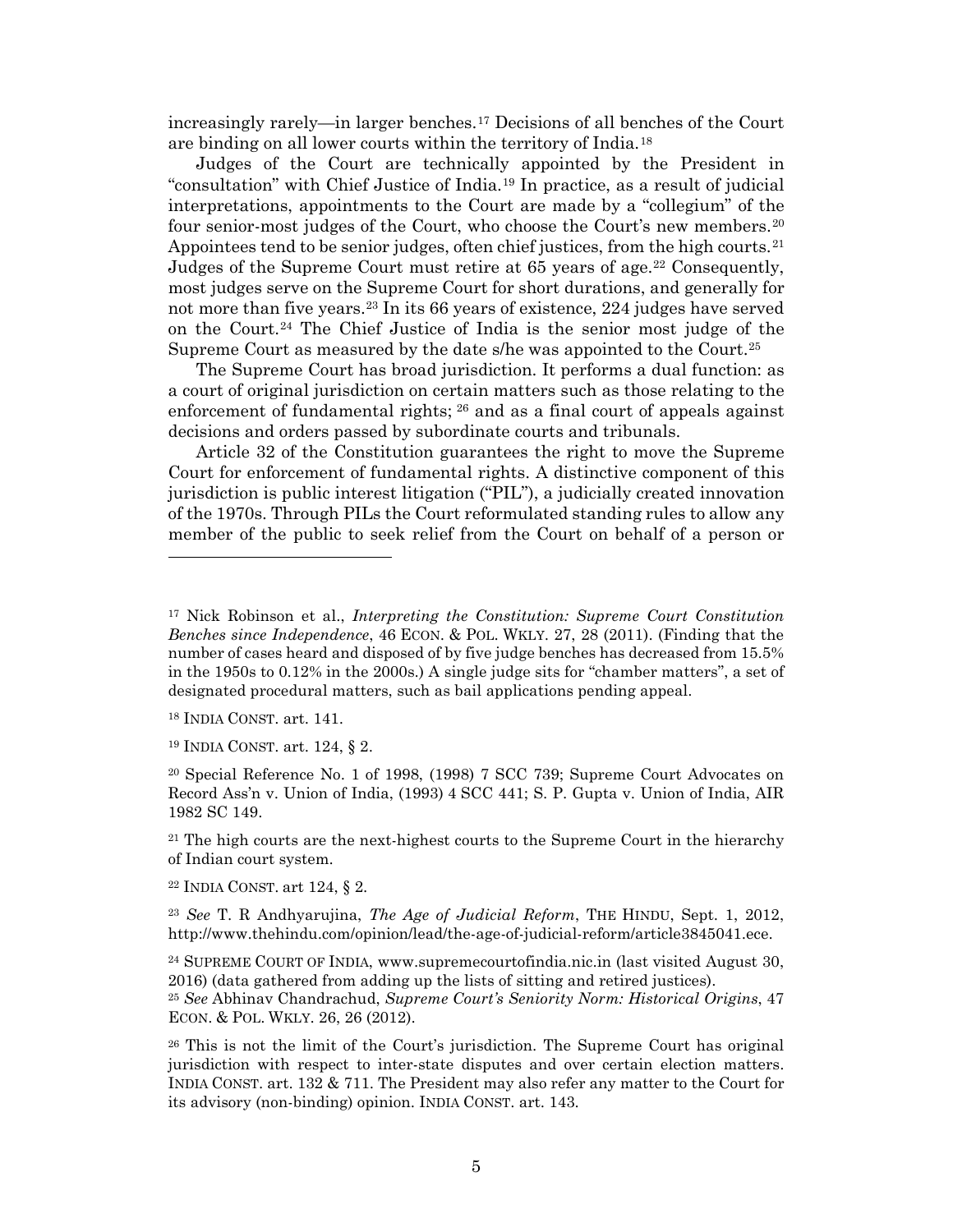increasingly rarely—in larger benches.[17] Decisions of all benches of the Court are binding on all lower courts within the territory of India.[18]

Judges of the Court are technically appointed by the President in "consultation" with Chief Justice of India.[19] In practice, as a result of judicial interpretations, appointments to the Court are made by a "collegium" of the four senior-most judges of the Court, who choose the Court's new members.[20] Appointees tend to be senior judges, often chief justices, from the high courts.[21] Judges of the Supreme Court must retire at 65 years of age.[22] Consequently, most judges serve on the Supreme Court for short durations, and generally for not more than five years.[23] In its 66 years of existence, 224 judges have served on the Court.[24] The Chief Justice of India is the senior most judge of the Supreme Court as measured by the date s/he was appointed to the Court.[25]

The Supreme Court has broad jurisdiction. It performs a dual function: as a court of original jurisdiction on certain matters such as those relating to the enforcement of fundamental rights; [26] and as a final court of appeals against decisions and orders passed by subordinate courts and tribunals.

Article 32 of the Constitution guarantees the right to move the Supreme Court for enforcement of fundamental rights. A distinctive component of this jurisdiction is public interest litigation ("PIL"), a judicially created innovation of the 1970s. Through PILs the Court reformulated standing rules to allow any member of the public to seek relief from the Court on behalf of a person or

---

[17] Nick Robinson et al., *Interpreting the Constitution: Supreme Court Constitution Benches since Independence*, 46 ECON. & POL. WKLY. 27, 28 (2011). (Finding that the number of cases heard and disposed of by five judge benches has decreased from 15.5% in the 1950s to 0.12% in the 2000s.) A single judge sits for "chamber matters", a set of designated procedural matters, such as bail applications pending appeal.

[18] INDIA CONST. art. 141.

[19] INDIA CONST. art. 124, § 2.

[20] Special Reference No. 1 of 1998, (1998) 7 SCC 739; Supreme Court Advocates on Record Ass'n v. Union of India, (1993) 4 SCC 441; S. P. Gupta v. Union of India, AIR 1982 SC 149.

[21] The high courts are the next-highest courts to the Supreme Court in the hierarchy of Indian court system.

[22] INDIA CONST. art 124, § 2.

[23] *See* T. R Andhyarujina, *The Age of Judicial Reform*, THE HINDU, Sept. 1, 2012, http://www.thehindu.com/opinion/lead/the-age-of-judicial-reform/article3845041.ece.

[24] SUPREME COURT OF INDIA, www.supremecourtofindia.nic.in (last visited August 30, 2016) (data gathered from adding up the lists of sitting and retired justices).

[25] *See* Abhinav Chandrachud, *Supreme Court's Seniority Norm: Historical Origins*, 47 ECON. & POL. WKLY. 26, 26 (2012).

[26] This is not the limit of the Court's jurisdiction. The Supreme Court has original jurisdiction with respect to inter-state disputes and over certain election matters. INDIA CONST. art. 132 & 711. The President may also refer any matter to the Court for its advisory (non-binding) opinion. INDIA CONST. art. 143.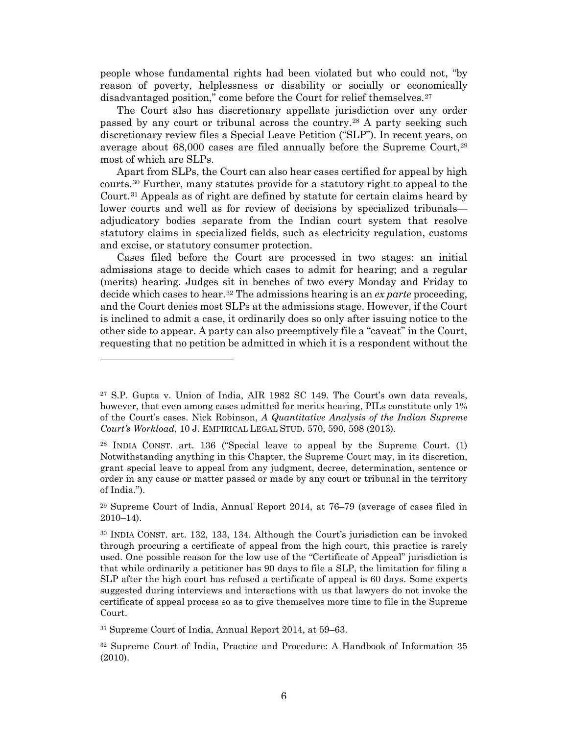people whose fundamental rights had been violated but who could not, "by reason of poverty, helplessness or disability or socially or economically disadvantaged position," come before the Court for relief themselves.[27]

The Court also has discretionary appellate jurisdiction over any order passed by any court or tribunal across the country.[28] A party seeking such discretionary review files a Special Leave Petition ("SLP"). In recent years, on average about 68,000 cases are filed annually before the Supreme Court,[29] most of which are SLPs.

Apart from SLPs, the Court can also hear cases certified for appeal by high courts.[30] Further, many statutes provide for a statutory right to appeal to the Court.[31] Appeals as of right are defined by statute for certain claims heard by lower courts and well as for review of decisions by specialized tribunals—adjudicatory bodies separate from the Indian court system that resolve statutory claims in specialized fields, such as electricity regulation, customs and excise, or statutory consumer protection.

Cases filed before the Court are processed in two stages: an initial admissions stage to decide which cases to admit for hearing; and a regular (merits) hearing. Judges sit in benches of two every Monday and Friday to decide which cases to hear.[32] The admissions hearing is an *ex parte* proceeding, and the Court denies most SLPs at the admissions stage. However, if the Court is inclined to admit a case, it ordinarily does so only after issuing notice to the other side to appear. A party can also preemptively file a "caveat" in the Court, requesting that no petition be admitted in which it is a respondent without the

---

[27] S.P. Gupta v. Union of India, AIR 1982 SC 149. The Court's own data reveals, however, that even among cases admitted for merits hearing, PILs constitute only 1% of the Court's cases. Nick Robinson, *A Quantitative Analysis of the Indian Supreme Court's Workload*, 10 J. EMPIRICAL LEGAL STUD. 570, 590, 598 (2013).

[28] INDIA CONST. art. 136 ("Special leave to appeal by the Supreme Court. (1) Notwithstanding anything in this Chapter, the Supreme Court may, in its discretion, grant special leave to appeal from any judgment, decree, determination, sentence or order in any cause or matter passed or made by any court or tribunal in the territory of India.").

[29] Supreme Court of India, Annual Report 2014, at 76–79 (average of cases filed in 2010–14).

[30] INDIA CONST. art. 132, 133, 134. Although the Court's jurisdiction can be invoked through procuring a certificate of appeal from the high court, this practice is rarely used. One possible reason for the low use of the "Certificate of Appeal" jurisdiction is that while ordinarily a petitioner has 90 days to file a SLP, the limitation for filing a SLP after the high court has refused a certificate of appeal is 60 days. Some experts suggested during interviews and interactions with us that lawyers do not invoke the certificate of appeal process so as to give themselves more time to file in the Supreme Court.

[31] Supreme Court of India, Annual Report 2014, at 59–63.

[32] Supreme Court of India, Practice and Procedure: A Handbook of Information 35 (2010).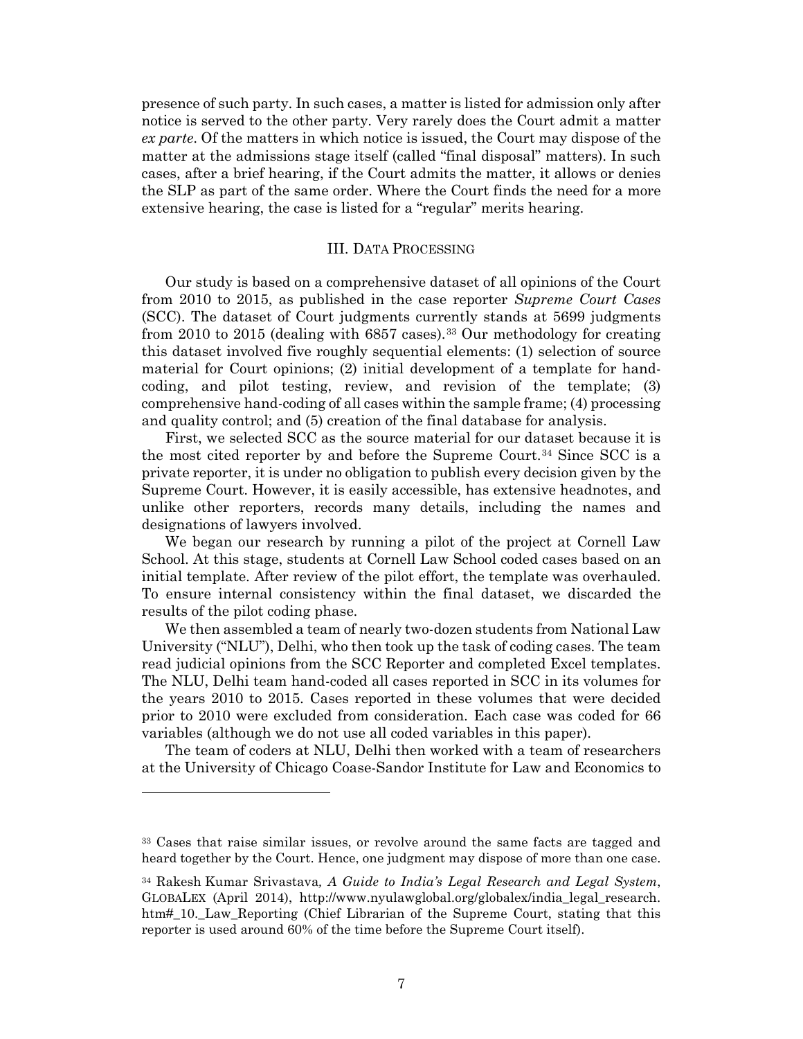presence of such party. In such cases, a matter is listed for admission only after notice is served to the other party. Very rarely does the Court admit a matter *ex parte*. Of the matters in which notice is issued, the Court may dispose of the matter at the admissions stage itself (called "final disposal" matters). In such cases, after a brief hearing, if the Court admits the matter, it allows or denies the SLP as part of the same order. Where the Court finds the need for a more extensive hearing, the case is listed for a "regular" merits hearing.

## III. Data Processing

Our study is based on a comprehensive dataset of all opinions of the Court from 2010 to 2015, as published in the case reporter *Supreme Court Cases* (SCC). The dataset of Court judgments currently stands at 5699 judgments from 2010 to 2015 (dealing with 6857 cases).[33] Our methodology for creating this dataset involved five roughly sequential elements: (1) selection of source material for Court opinions; (2) initial development of a template for hand-coding, and pilot testing, review, and revision of the template; (3) comprehensive hand-coding of all cases within the sample frame; (4) processing and quality control; and (5) creation of the final database for analysis.

First, we selected SCC as the source material for our dataset because it is the most cited reporter by and before the Supreme Court.[34] Since SCC is a private reporter, it is under no obligation to publish every decision given by the Supreme Court. However, it is easily accessible, has extensive headnotes, and unlike other reporters, records many details, including the names and designations of lawyers involved.

We began our research by running a pilot of the project at Cornell Law School. At this stage, students at Cornell Law School coded cases based on an initial template. After review of the pilot effort, the template was overhauled. To ensure internal consistency within the final dataset, we discarded the results of the pilot coding phase.

We then assembled a team of nearly two-dozen students from National Law University ("NLU"), Delhi, who then took up the task of coding cases. The team read judicial opinions from the SCC Reporter and completed Excel templates. The NLU, Delhi team hand-coded all cases reported in SCC in its volumes for the years 2010 to 2015. Cases reported in these volumes that were decided prior to 2010 were excluded from consideration. Each case was coded for 66 variables (although we do not use all coded variables in this paper).

The team of coders at NLU, Delhi then worked with a team of researchers at the University of Chicago Coase-Sandor Institute for Law and Economics to

---

[33] Cases that raise similar issues, or revolve around the same facts are tagged and heard together by the Court. Hence, one judgment may dispose of more than one case.

[34] Rakesh Kumar Srivastava*, A Guide to India's Legal Research and Legal System*, GlobaLex (April 2014), http://www.nyulawglobal.org/globalex/india_legal_research.htm#_10._Law_Reporting (Chief Librarian of the Supreme Court, stating that this reporter is used around 60% of the time before the Supreme Court itself).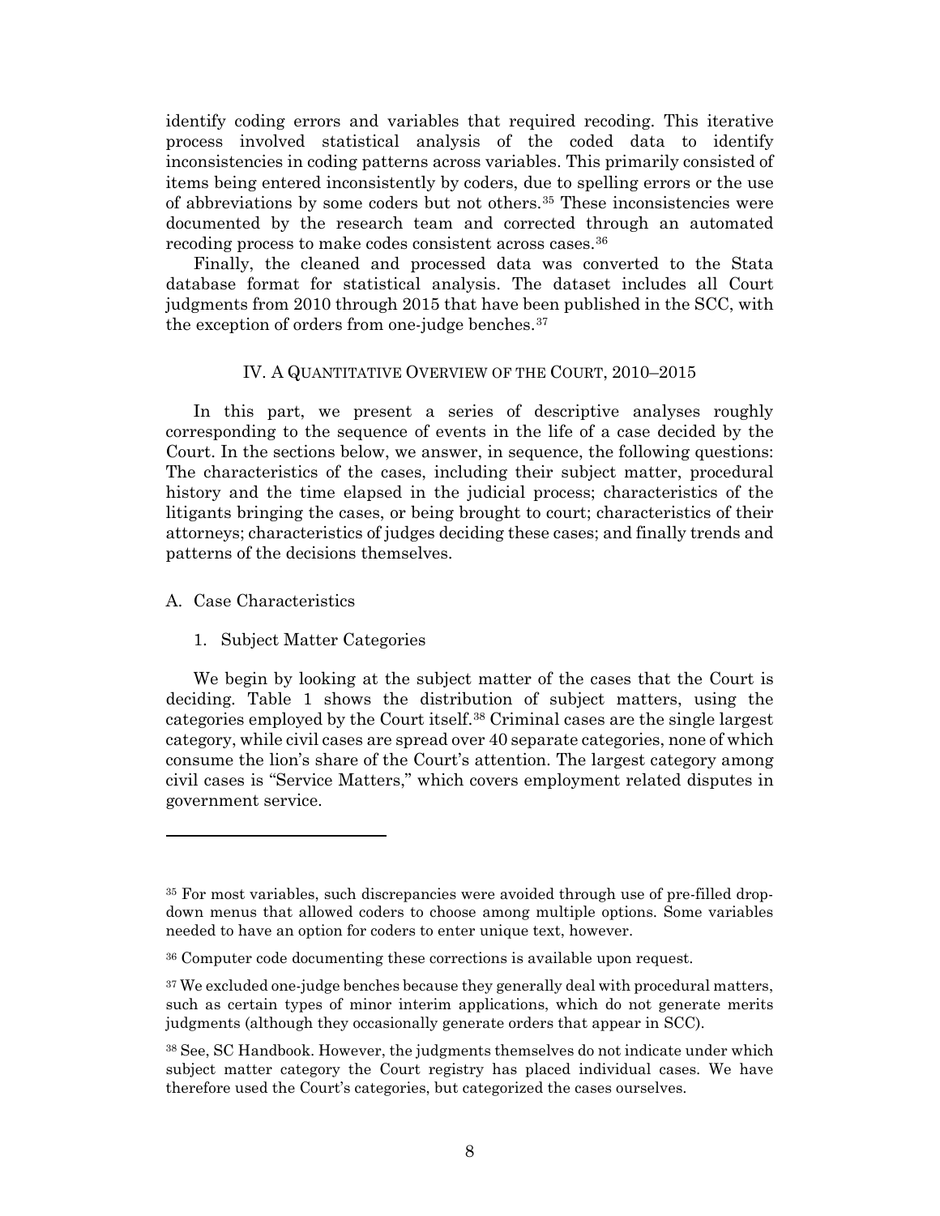identify coding errors and variables that required recoding. This iterative process involved statistical analysis of the coded data to identify inconsistencies in coding patterns across variables. This primarily consisted of items being entered inconsistently by coders, due to spelling errors or the use of abbreviations by some coders but not others.[35] These inconsistencies were documented by the research team and corrected through an automated recoding process to make codes consistent across cases.[36]

Finally, the cleaned and processed data was converted to the Stata database format for statistical analysis. The dataset includes all Court judgments from 2010 through 2015 that have been published in the SCC, with the exception of orders from one-judge benches.[37]

## IV. A Quantitative Overview of the Court, 2010–2015

In this part, we present a series of descriptive analyses roughly corresponding to the sequence of events in the life of a case decided by the Court. In the sections below, we answer, in sequence, the following questions: The characteristics of the cases, including their subject matter, procedural history and the time elapsed in the judicial process; characteristics of the litigants bringing the cases, or being brought to court; characteristics of their attorneys; characteristics of judges deciding these cases; and finally trends and patterns of the decisions themselves.

### A. Case Characteristics

#### 1. Subject Matter Categories

We begin by looking at the subject matter of the cases that the Court is deciding. Table 1 shows the distribution of subject matters, using the categories employed by the Court itself.[38] Criminal cases are the single largest category, while civil cases are spread over 40 separate categories, none of which consume the lion's share of the Court's attention. The largest category among civil cases is "Service Matters," which covers employment related disputes in government service.

---

[35] For most variables, such discrepancies were avoided through use of pre-filled drop-down menus that allowed coders to choose among multiple options. Some variables needed to have an option for coders to enter unique text, however.

[36] Computer code documenting these corrections is available upon request.

[37] We excluded one-judge benches because they generally deal with procedural matters, such as certain types of minor interim applications, which do not generate merits judgments (although they occasionally generate orders that appear in SCC).

[38] See, SC Handbook. However, the judgments themselves do not indicate under which subject matter category the Court registry has placed individual cases. We have therefore used the Court's categories, but categorized the cases ourselves.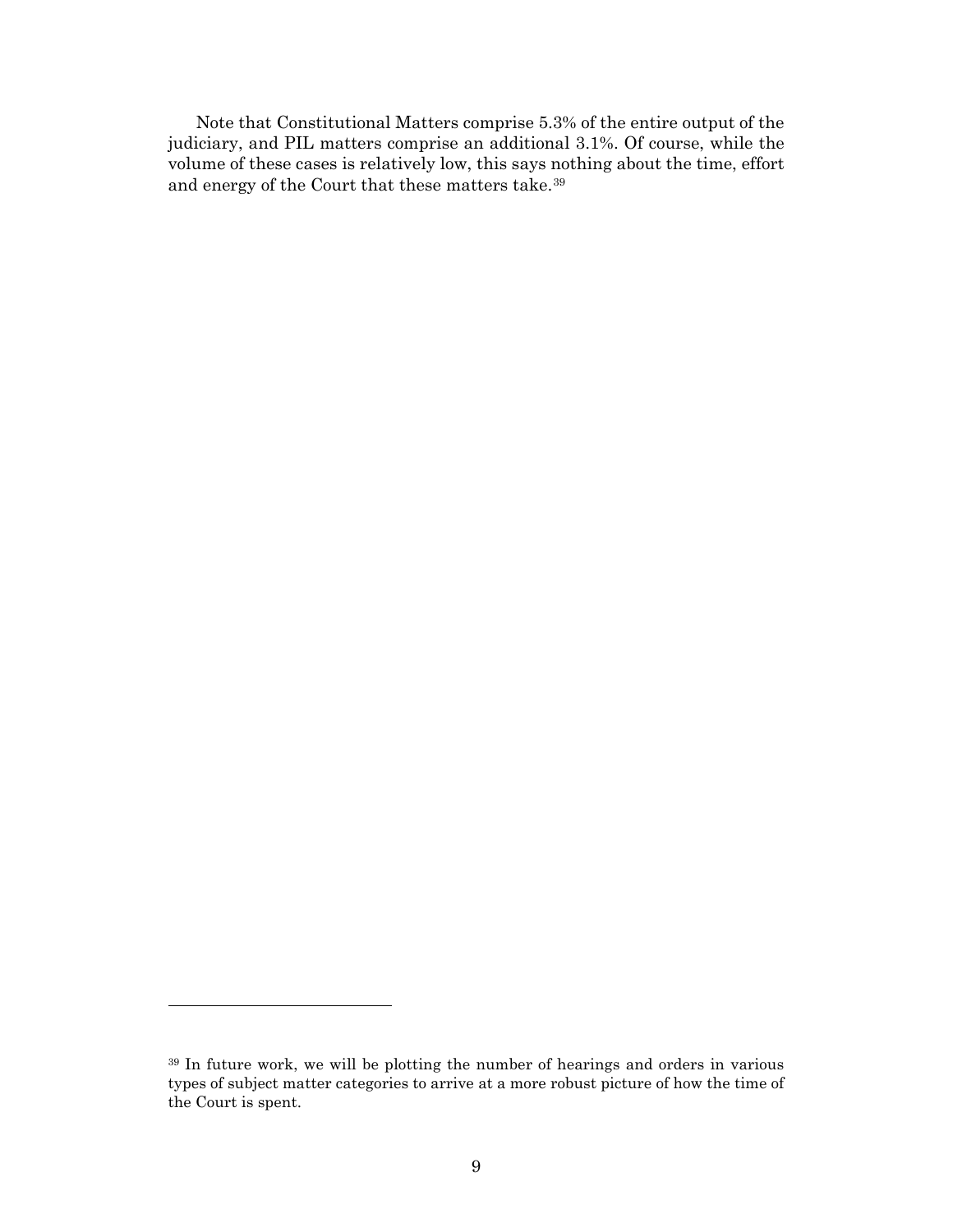Note that Constitutional Matters comprise 5.3% of the entire output of the judiciary, and PIL matters comprise an additional 3.1%. Of course, while the volume of these cases is relatively low, this says nothing about the time, effort and energy of the Court that these matters take.[39]

---

[39] In future work, we will be plotting the number of hearings and orders in various types of subject matter categories to arrive at a more robust picture of how the time of the Court is spent.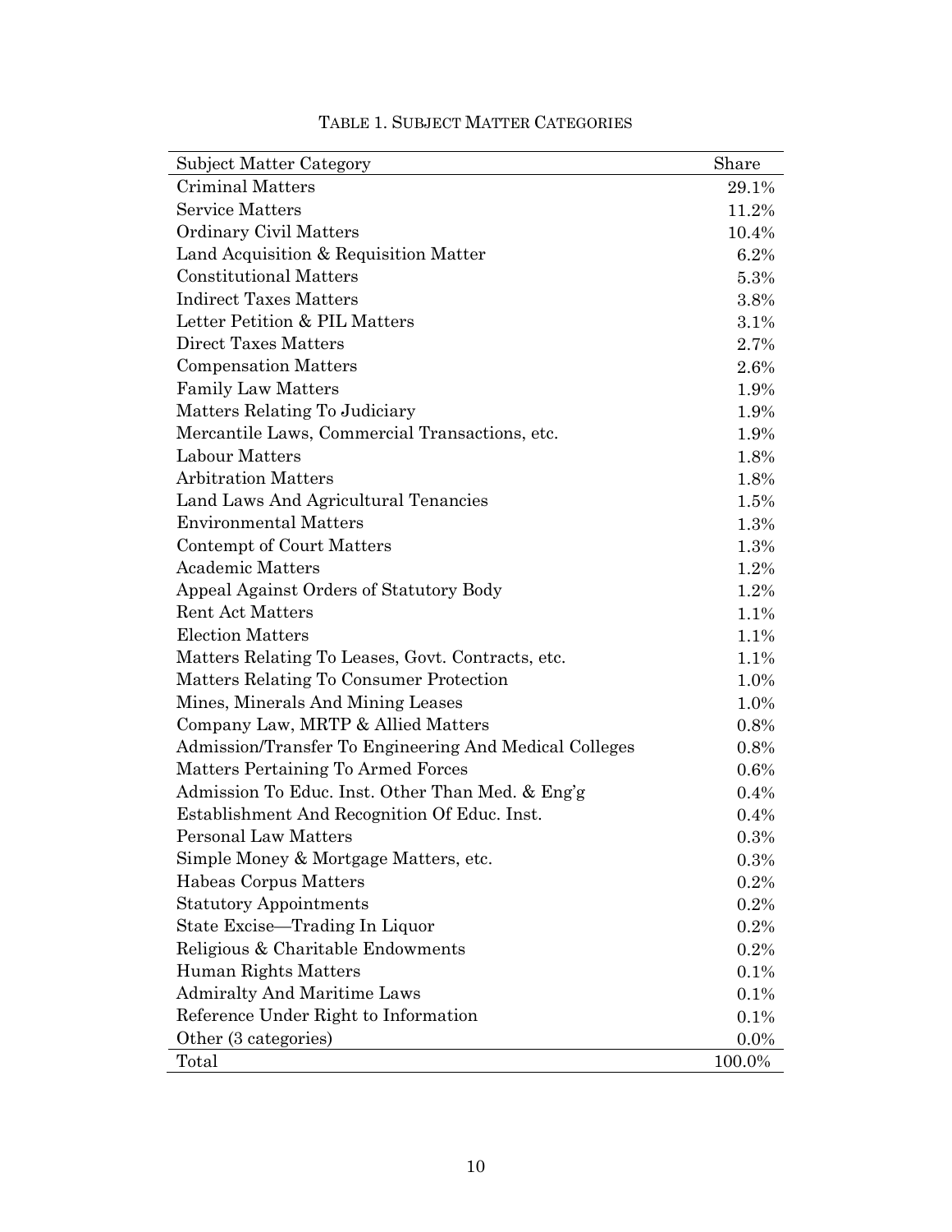TABLE 1. SUBJECT MATTER CATEGORIES

| Subject Matter Category | Share |
|---|---|
| Criminal Matters | 29.1% |
| Service Matters | 11.2% |
| Ordinary Civil Matters | 10.4% |
| Land Acquisition & Requisition Matter | 6.2% |
| Constitutional Matters | 5.3% |
| Indirect Taxes Matters | 3.8% |
| Letter Petition & PIL Matters | 3.1% |
| Direct Taxes Matters | 2.7% |
| Compensation Matters | 2.6% |
| Family Law Matters | 1.9% |
| Matters Relating To Judiciary | 1.9% |
| Mercantile Laws, Commercial Transactions, etc. | 1.9% |
| Labour Matters | 1.8% |
| Arbitration Matters | 1.8% |
| Land Laws And Agricultural Tenancies | 1.5% |
| Environmental Matters | 1.3% |
| Contempt of Court Matters | 1.3% |
| Academic Matters | 1.2% |
| Appeal Against Orders of Statutory Body | 1.2% |
| Rent Act Matters | 1.1% |
| Election Matters | 1.1% |
| Matters Relating To Leases, Govt. Contracts, etc. | 1.1% |
| Matters Relating To Consumer Protection | 1.0% |
| Mines, Minerals And Mining Leases | 1.0% |
| Company Law, MRTP & Allied Matters | 0.8% |
| Admission/Transfer To Engineering And Medical Colleges | 0.8% |
| Matters Pertaining To Armed Forces | 0.6% |
| Admission To Educ. Inst. Other Than Med. & Eng'g | 0.4% |
| Establishment And Recognition Of Educ. Inst. | 0.4% |
| Personal Law Matters | 0.3% |
| Simple Money & Mortgage Matters, etc. | 0.3% |
| Habeas Corpus Matters | 0.2% |
| Statutory Appointments | 0.2% |
| State Excise—Trading In Liquor | 0.2% |
| Religious & Charitable Endowments | 0.2% |
| Human Rights Matters | 0.1% |
| Admiralty And Maritime Laws | 0.1% |
| Reference Under Right to Information | 0.1% |
| Other (3 categories) | 0.0% |
| Total | 100.0% |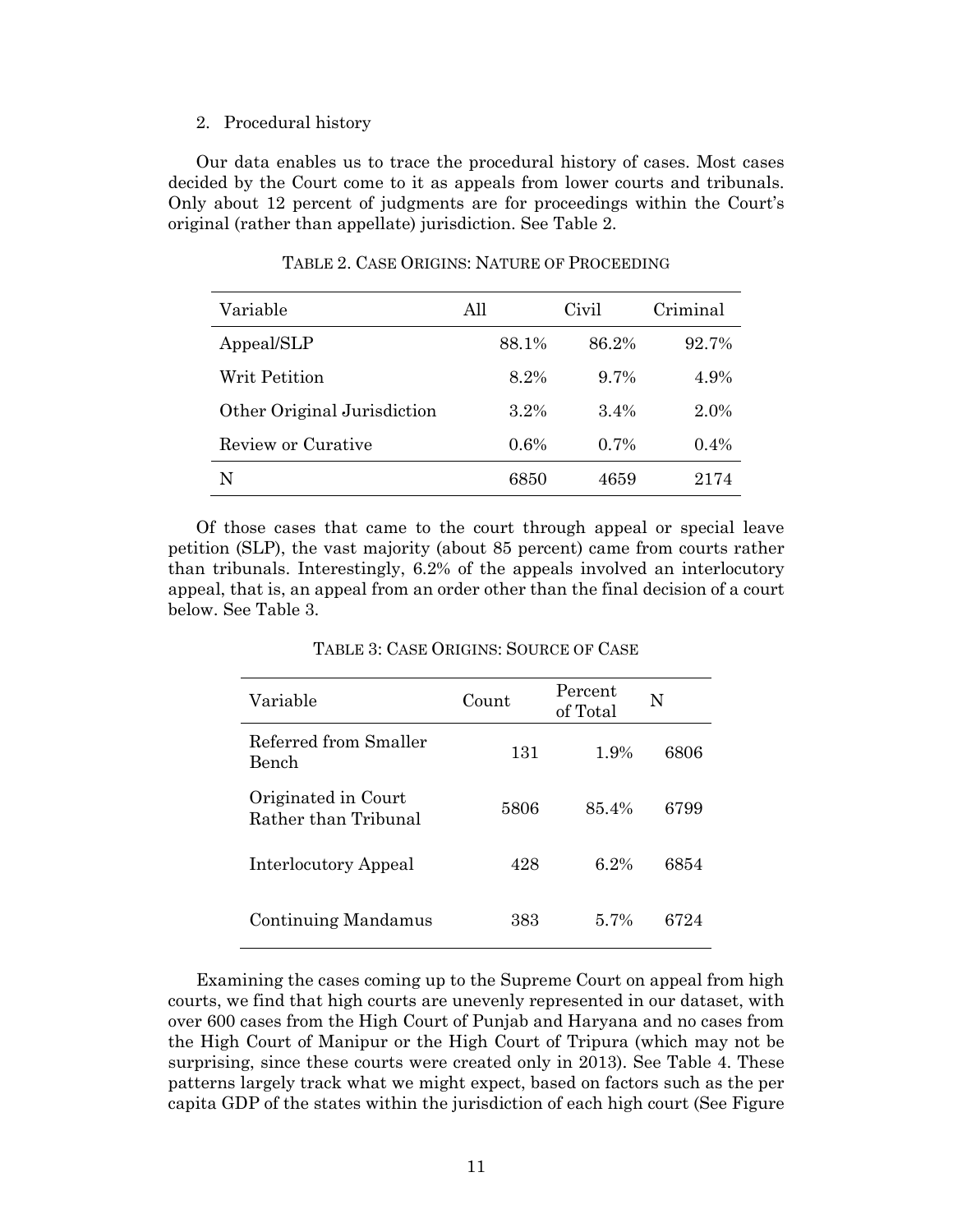2. Procedural history

Our data enables us to trace the procedural history of cases. Most cases decided by the Court come to it as appeals from lower courts and tribunals. Only about 12 percent of judgments are for proceedings within the Court's original (rather than appellate) jurisdiction. See Table 2.

TABLE 2. CASE ORIGINS: NATURE OF PROCEEDING

| Variable | All | Civil | Criminal |
| --- | --- | --- | --- |
| Appeal/SLP | 88.1% | 86.2% | 92.7% |
| Writ Petition | 8.2% | 9.7% | 4.9% |
| Other Original Jurisdiction | 3.2% | 3.4% | 2.0% |
| Review or Curative | 0.6% | 0.7% | 0.4% |
| N | 6850 | 4659 | 2174 |

Of those cases that came to the court through appeal or special leave petition (SLP), the vast majority (about 85 percent) came from courts rather than tribunals. Interestingly, 6.2% of the appeals involved an interlocutory appeal, that is, an appeal from an order other than the final decision of a court below. See Table 3.

TABLE 3: CASE ORIGINS: SOURCE OF CASE

| Variable | Count | Percent of Total | N |
| --- | --- | --- | --- |
| Referred from Smaller Bench | 131 | 1.9% | 6806 |
| Originated in Court Rather than Tribunal | 5806 | 85.4% | 6799 |
| Interlocutory Appeal | 428 | 6.2% | 6854 |
| Continuing Mandamus | 383 | 5.7% | 6724 |

Examining the cases coming up to the Supreme Court on appeal from high courts, we find that high courts are unevenly represented in our dataset, with over 600 cases from the High Court of Punjab and Haryana and no cases from the High Court of Manipur or the High Court of Tripura (which may not be surprising, since these courts were created only in 2013). See Table 4. These patterns largely track what we might expect, based on factors such as the per capita GDP of the states within the jurisdiction of each high court (See Figure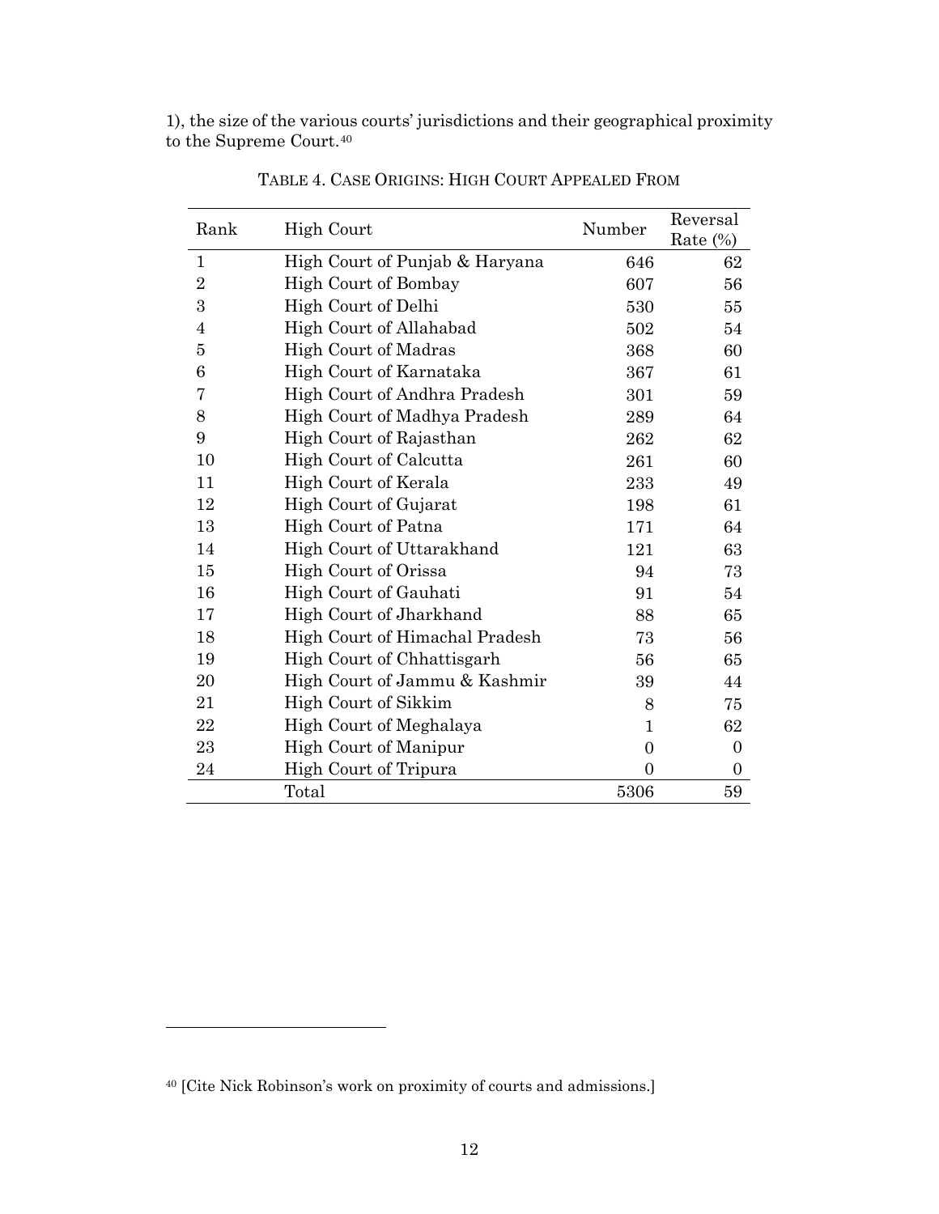1), the size of the various courts' jurisdictions and their geographical proximity to the Supreme Court.[40]

TABLE 4. CASE ORIGINS: HIGH COURT APPEALED FROM

| Rank | High Court | Number | Reversal Rate (%) |
|---|---|---|---|
| 1 | High Court of Punjab & Haryana | 646 | 62 |
| 2 | High Court of Bombay | 607 | 56 |
| 3 | High Court of Delhi | 530 | 55 |
| 4 | High Court of Allahabad | 502 | 54 |
| 5 | High Court of Madras | 368 | 60 |
| 6 | High Court of Karnataka | 367 | 61 |
| 7 | High Court of Andhra Pradesh | 301 | 59 |
| 8 | High Court of Madhya Pradesh | 289 | 64 |
| 9 | High Court of Rajasthan | 262 | 62 |
| 10 | High Court of Calcutta | 261 | 60 |
| 11 | High Court of Kerala | 233 | 49 |
| 12 | High Court of Gujarat | 198 | 61 |
| 13 | High Court of Patna | 171 | 64 |
| 14 | High Court of Uttarakhand | 121 | 63 |
| 15 | High Court of Orissa | 94 | 73 |
| 16 | High Court of Gauhati | 91 | 54 |
| 17 | High Court of Jharkhand | 88 | 65 |
| 18 | High Court of Himachal Pradesh | 73 | 56 |
| 19 | High Court of Chhattisgarh | 56 | 65 |
| 20 | High Court of Jammu & Kashmir | 39 | 44 |
| 21 | High Court of Sikkim | 8 | 75 |
| 22 | High Court of Meghalaya | 1 | 62 |
| 23 | High Court of Manipur | 0 | 0 |
| 24 | High Court of Tripura | 0 | 0 |
| | Total | 5306 | 59 |

[40] [Cite Nick Robinson's work on proximity of courts and admissions.]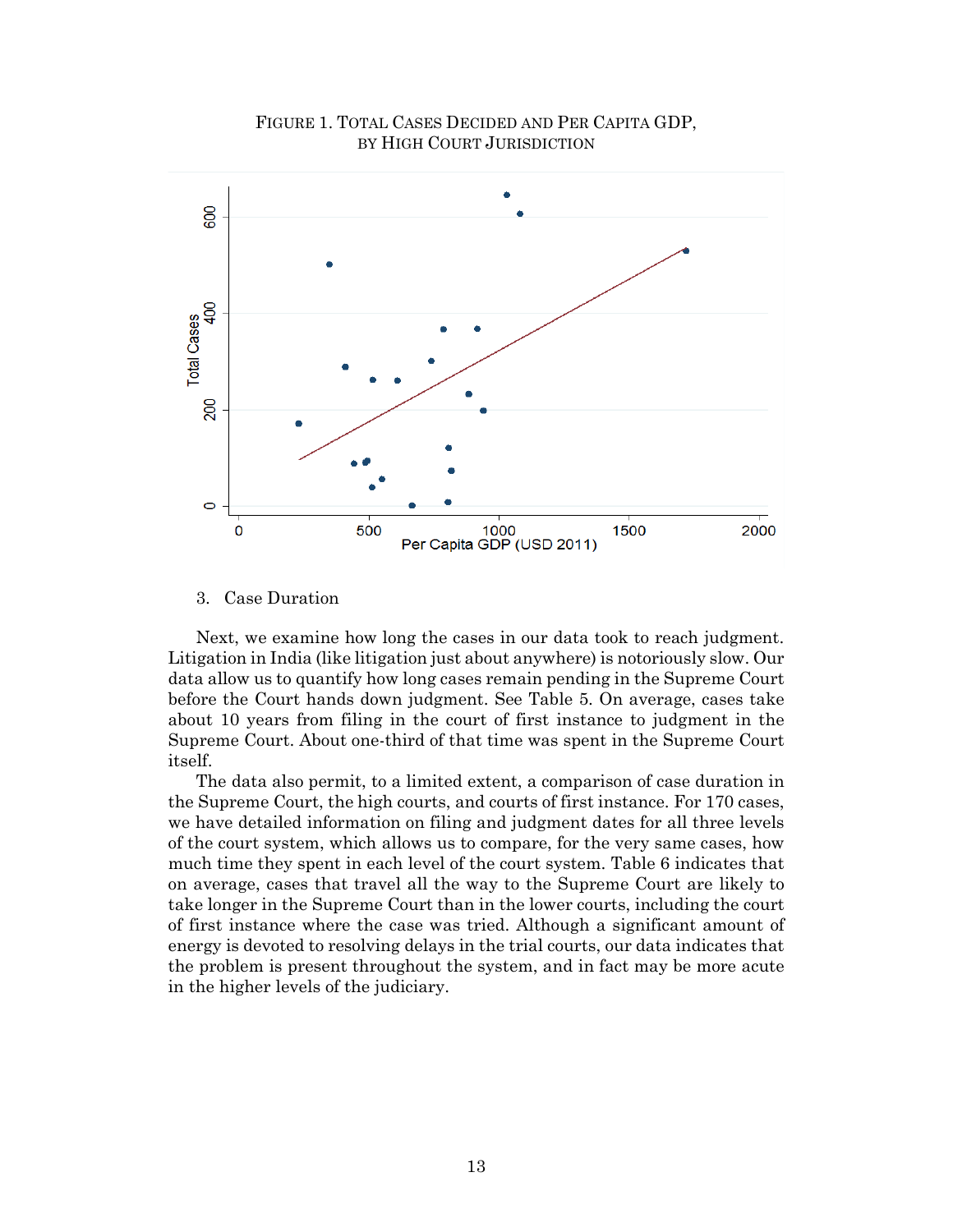FIGURE 1. TOTAL CASES DECIDED AND PER CAPITA GDP, BY HIGH COURT JURISDICTION

### 3. Case Duration

Next, we examine how long the cases in our data took to reach judgment. Litigation in India (like litigation just about anywhere) is notoriously slow. Our data allow us to quantify how long cases remain pending in the Supreme Court before the Court hands down judgment. See Table 5. On average, cases take about 10 years from filing in the court of first instance to judgment in the Supreme Court. About one-third of that time was spent in the Supreme Court itself.

The data also permit, to a limited extent, a comparison of case duration in the Supreme Court, the high courts, and courts of first instance. For 170 cases, we have detailed information on filing and judgment dates for all three levels of the court system, which allows us to compare, for the very same cases, how much time they spent in each level of the court system. Table 6 indicates that on average, cases that travel all the way to the Supreme Court are likely to take longer in the Supreme Court than in the lower courts, including the court of first instance where the case was tried. Although a significant amount of energy is devoted to resolving delays in the trial courts, our data indicates that the problem is present throughout the system, and in fact may be more acute in the higher levels of the judiciary.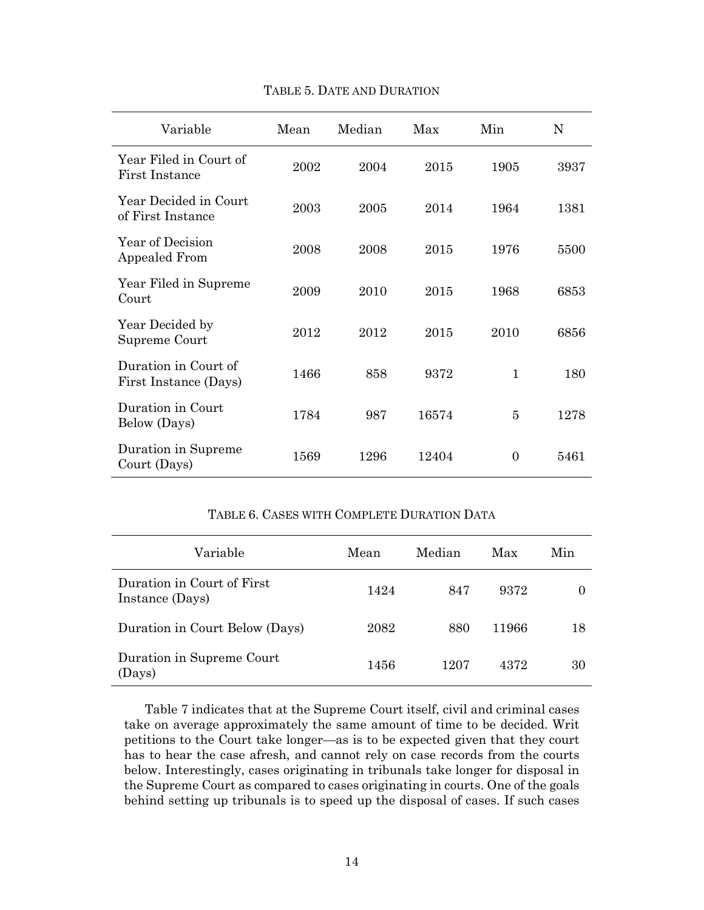TABLE 5. DATE AND DURATION

| Variable | Mean | Median | Max | Min | N |
|---|---|---|---|---|---|
| Year Filed in Court of First Instance | 2002 | 2004 | 2015 | 1905 | 3937 |
| Year Decided in Court of First Instance | 2003 | 2005 | 2014 | 1964 | 1381 |
| Year of Decision Appealed From | 2008 | 2008 | 2015 | 1976 | 5500 |
| Year Filed in Supreme Court | 2009 | 2010 | 2015 | 1968 | 6853 |
| Year Decided by Supreme Court | 2012 | 2012 | 2015 | 2010 | 6856 |
| Duration in Court of First Instance (Days) | 1466 | 858 | 9372 | 1 | 180 |
| Duration in Court Below (Days) | 1784 | 987 | 16574 | 5 | 1278 |
| Duration in Supreme Court (Days) | 1569 | 1296 | 12404 | 0 | 5461 |

TABLE 6. CASES WITH COMPLETE DURATION DATA

| Variable | Mean | Median | Max | Min |
|---|---|---|---|---|
| Duration in Court of First Instance (Days) | 1424 | 847 | 9372 | 0 |
| Duration in Court Below (Days) | 2082 | 880 | 11966 | 18 |
| Duration in Supreme Court (Days) | 1456 | 1207 | 4372 | 30 |

Table 7 indicates that at the Supreme Court itself, civil and criminal cases take on average approximately the same amount of time to be decided. Writ petitions to the Court take longer—as is to be expected given that they court has to hear the case afresh, and cannot rely on case records from the courts below. Interestingly, cases originating in tribunals take longer for disposal in the Supreme Court as compared to cases originating in courts. One of the goals behind setting up tribunals is to speed up the disposal of cases. If such cases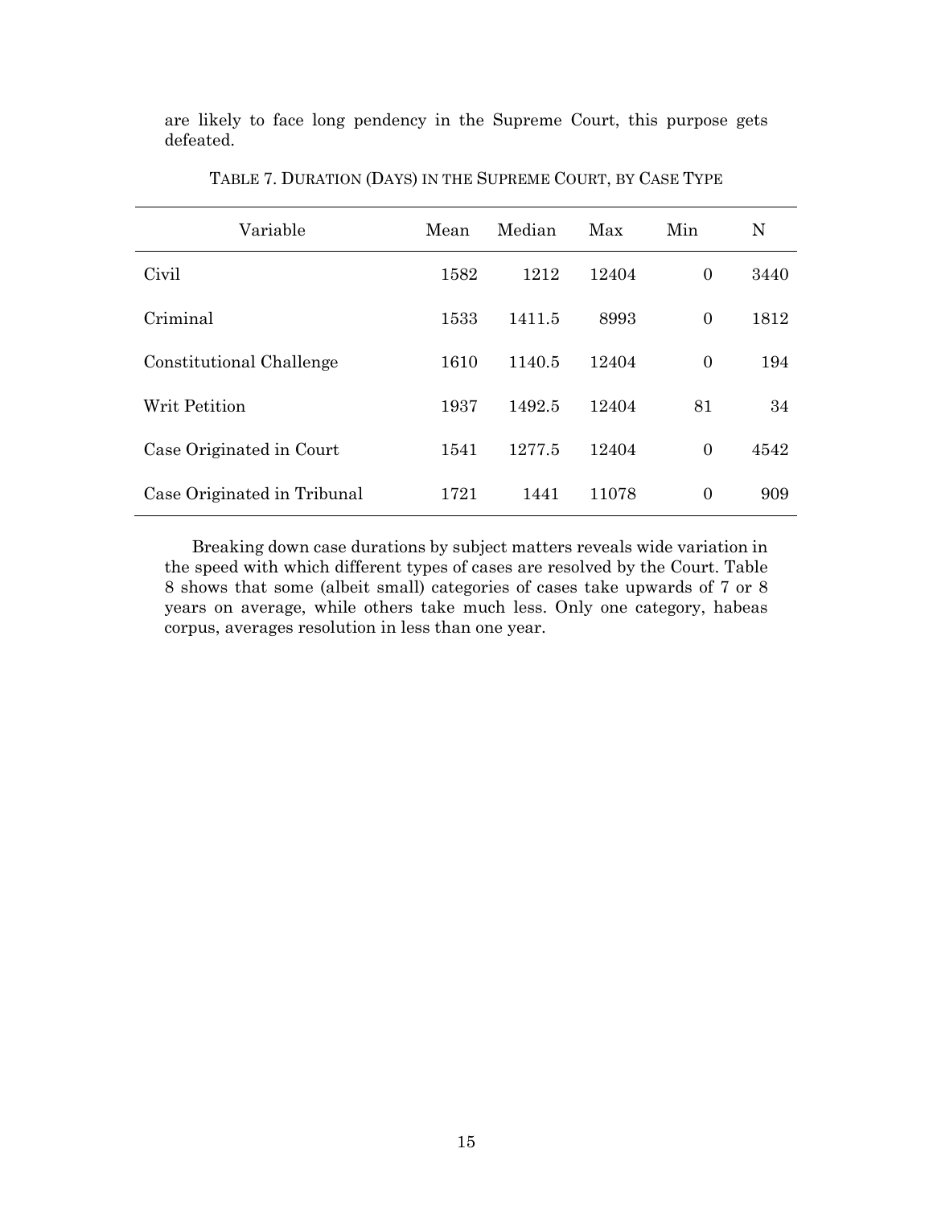are likely to face long pendency in the Supreme Court, this purpose gets defeated.

TABLE 7. DURATION (DAYS) IN THE SUPREME COURT, BY CASE TYPE

| Variable | Mean | Median | Max | Min | N |
|---|---|---|---|---|---|
| Civil | 1582 | 1212 | 12404 | 0 | 3440 |
| Criminal | 1533 | 1411.5 | 8993 | 0 | 1812 |
| Constitutional Challenge | 1610 | 1140.5 | 12404 | 0 | 194 |
| Writ Petition | 1937 | 1492.5 | 12404 | 81 | 34 |
| Case Originated in Court | 1541 | 1277.5 | 12404 | 0 | 4542 |
| Case Originated in Tribunal | 1721 | 1441 | 11078 | 0 | 909 |

Breaking down case durations by subject matters reveals wide variation in the speed with which different types of cases are resolved by the Court. Table 8 shows that some (albeit small) categories of cases take upwards of 7 or 8 years on average, while others take much less. Only one category, habeas corpus, averages resolution in less than one year.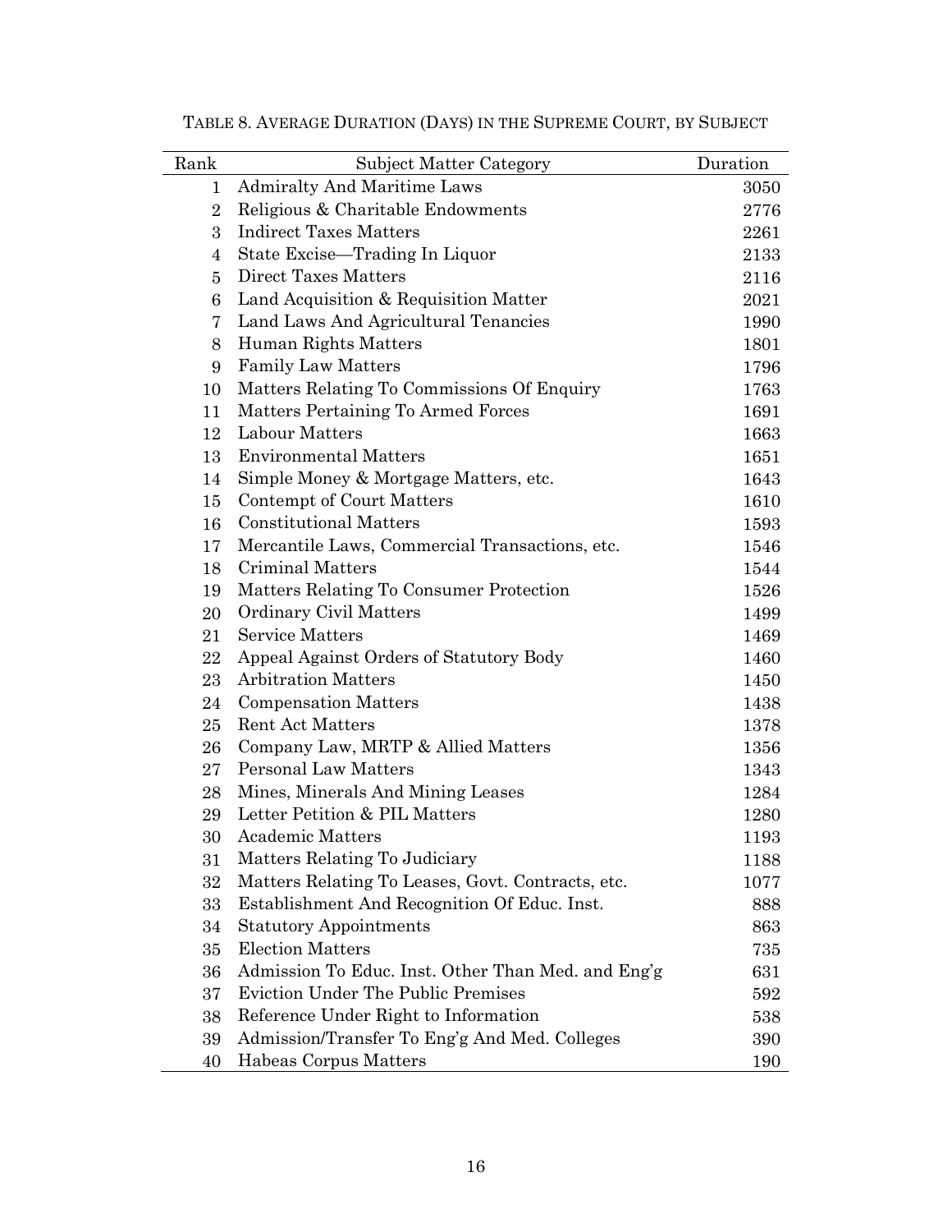TABLE 8. AVERAGE DURATION (DAYS) IN THE SUPREME COURT, BY SUBJECT

| Rank | Subject Matter Category | Duration |
|---|---|---|
| 1 | Admiralty And Maritime Laws | 3050 |
| 2 | Religious & Charitable Endowments | 2776 |
| 3 | Indirect Taxes Matters | 2261 |
| 4 | State Excise—Trading In Liquor | 2133 |
| 5 | Direct Taxes Matters | 2116 |
| 6 | Land Acquisition & Requisition Matter | 2021 |
| 7 | Land Laws And Agricultural Tenancies | 1990 |
| 8 | Human Rights Matters | 1801 |
| 9 | Family Law Matters | 1796 |
| 10 | Matters Relating To Commissions Of Enquiry | 1763 |
| 11 | Matters Pertaining To Armed Forces | 1691 |
| 12 | Labour Matters | 1663 |
| 13 | Environmental Matters | 1651 |
| 14 | Simple Money & Mortgage Matters, etc. | 1643 |
| 15 | Contempt of Court Matters | 1610 |
| 16 | Constitutional Matters | 1593 |
| 17 | Mercantile Laws, Commercial Transactions, etc. | 1546 |
| 18 | Criminal Matters | 1544 |
| 19 | Matters Relating To Consumer Protection | 1526 |
| 20 | Ordinary Civil Matters | 1499 |
| 21 | Service Matters | 1469 |
| 22 | Appeal Against Orders of Statutory Body | 1460 |
| 23 | Arbitration Matters | 1450 |
| 24 | Compensation Matters | 1438 |
| 25 | Rent Act Matters | 1378 |
| 26 | Company Law, MRTP & Allied Matters | 1356 |
| 27 | Personal Law Matters | 1343 |
| 28 | Mines, Minerals And Mining Leases | 1284 |
| 29 | Letter Petition & PIL Matters | 1280 |
| 30 | Academic Matters | 1193 |
| 31 | Matters Relating To Judiciary | 1188 |
| 32 | Matters Relating To Leases, Govt. Contracts, etc. | 1077 |
| 33 | Establishment And Recognition Of Educ. Inst. | 888 |
| 34 | Statutory Appointments | 863 |
| 35 | Election Matters | 735 |
| 36 | Admission To Educ. Inst. Other Than Med. and Eng'g | 631 |
| 37 | Eviction Under The Public Premises | 592 |
| 38 | Reference Under Right to Information | 538 |
| 39 | Admission/Transfer To Eng'g And Med. Colleges | 390 |
| 40 | Habeas Corpus Matters | 190 |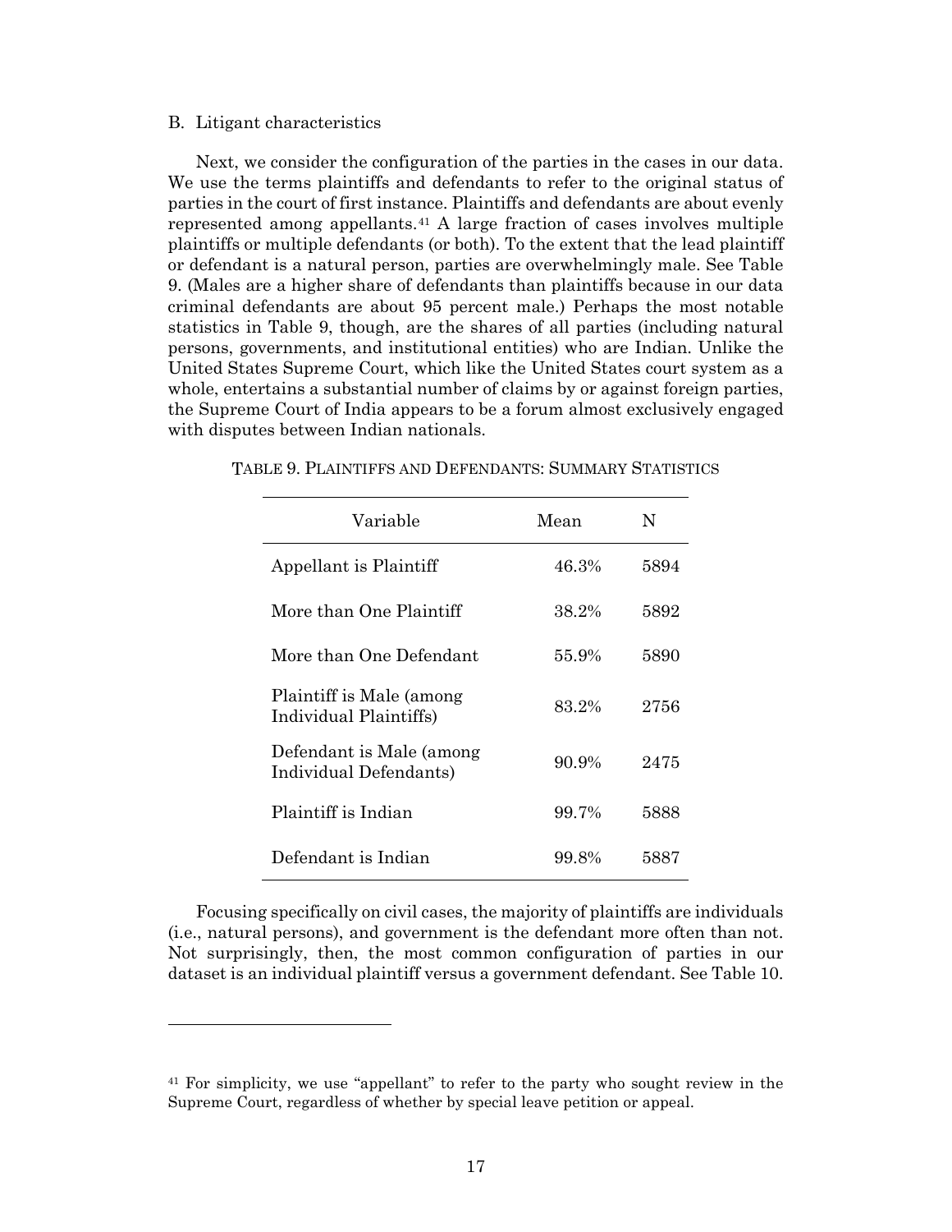### B. Litigant characteristics

Next, we consider the configuration of the parties in the cases in our data. We use the terms plaintiffs and defendants to refer to the original status of parties in the court of first instance. Plaintiffs and defendants are about evenly represented among appellants.[41] A large fraction of cases involves multiple plaintiffs or multiple defendants (or both). To the extent that the lead plaintiff or defendant is a natural person, parties are overwhelmingly male. See Table 9. (Males are a higher share of defendants than plaintiffs because in our data criminal defendants are about 95 percent male.) Perhaps the most notable statistics in Table 9, though, are the shares of all parties (including natural persons, governments, and institutional entities) who are Indian. Unlike the United States Supreme Court, which like the United States court system as a whole, entertains a substantial number of claims by or against foreign parties, the Supreme Court of India appears to be a forum almost exclusively engaged with disputes between Indian nationals.

TABLE 9. PLAINTIFFS AND DEFENDANTS: SUMMARY STATISTICS

| Variable | Mean | N |
|---|---|---|
| Appellant is Plaintiff | 46.3% | 5894 |
| More than One Plaintiff | 38.2% | 5892 |
| More than One Defendant | 55.9% | 5890 |
| Plaintiff is Male (among Individual Plaintiffs) | 83.2% | 2756 |
| Defendant is Male (among Individual Defendants) | 90.9% | 2475 |
| Plaintiff is Indian | 99.7% | 5888 |
| Defendant is Indian | 99.8% | 5887 |

Focusing specifically on civil cases, the majority of plaintiffs are individuals (i.e., natural persons), and government is the defendant more often than not. Not surprisingly, then, the most common configuration of parties in our dataset is an individual plaintiff versus a government defendant. See Table 10.

---

[41] For simplicity, we use "appellant" to refer to the party who sought review in the Supreme Court, regardless of whether by special leave petition or appeal.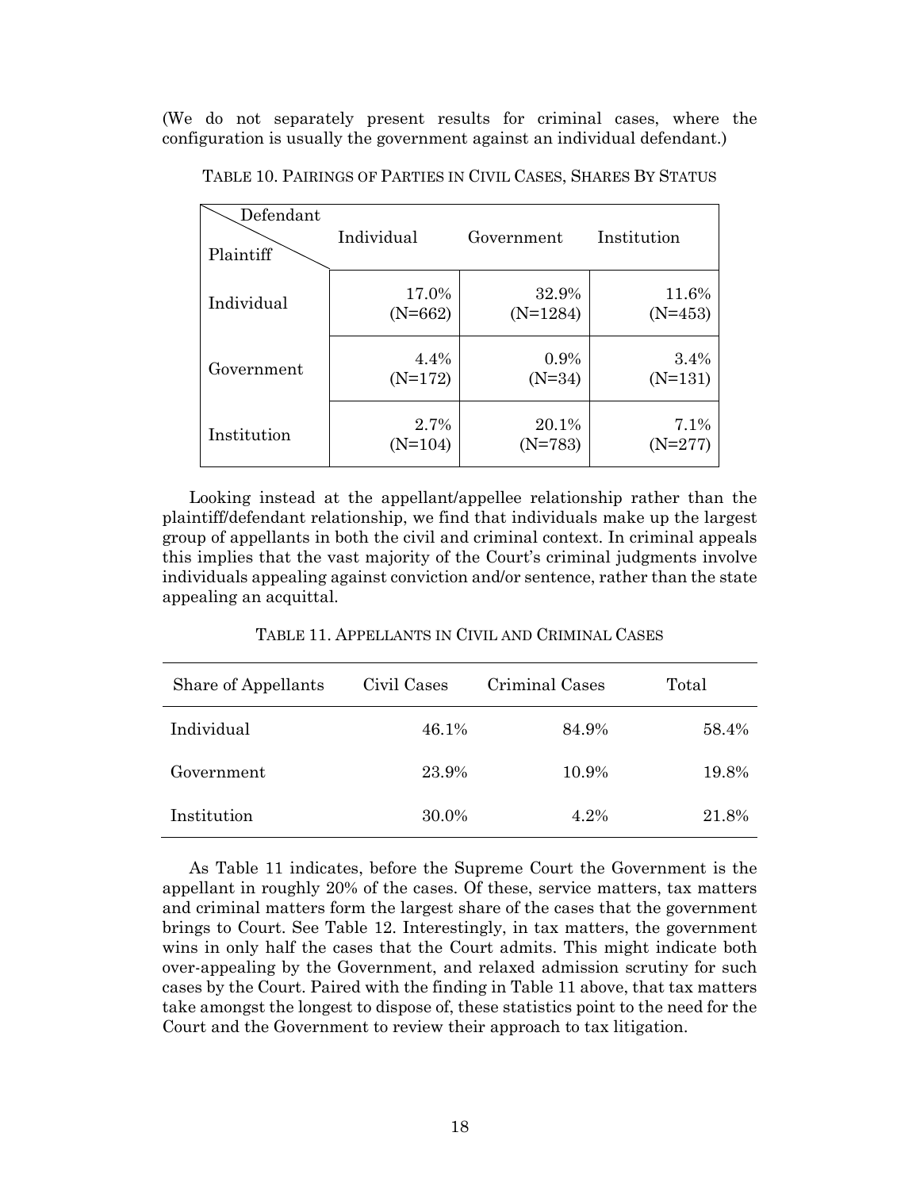(We do not separately present results for criminal cases, where the configuration is usually the government against an individual defendant.)

TABLE 10. PAIRINGS OF PARTIES IN CIVIL CASES, SHARES BY STATUS

| Plaintiff \ Defendant | Individual | Government | Institution |
|---|---|---|---|
| Individual | 17.0% (N=662) | 32.9% (N=1284) | 11.6% (N=453) |
| Government | 4.4% (N=172) | 0.9% (N=34) | 3.4% (N=131) |
| Institution | 2.7% (N=104) | 20.1% (N=783) | 7.1% (N=277) |

Looking instead at the appellant/appellee relationship rather than the plaintiff/defendant relationship, we find that individuals make up the largest group of appellants in both the civil and criminal context. In criminal appeals this implies that the vast majority of the Court's criminal judgments involve individuals appealing against conviction and/or sentence, rather than the state appealing an acquittal.

TABLE 11. APPELLANTS IN CIVIL AND CRIMINAL CASES

| Share of Appellants | Civil Cases | Criminal Cases | Total |
|---|---|---|---|
| Individual | 46.1% | 84.9% | 58.4% |
| Government | 23.9% | 10.9% | 19.8% |
| Institution | 30.0% | 4.2% | 21.8% |

As Table 11 indicates, before the Supreme Court the Government is the appellant in roughly 20% of the cases. Of these, service matters, tax matters and criminal matters form the largest share of the cases that the government brings to Court. See Table 12. Interestingly, in tax matters, the government wins in only half the cases that the Court admits. This might indicate both over-appealing by the Government, and relaxed admission scrutiny for such cases by the Court. Paired with the finding in Table 11 above, that tax matters take amongst the longest to dispose of, these statistics point to the need for the Court and the Government to review their approach to tax litigation.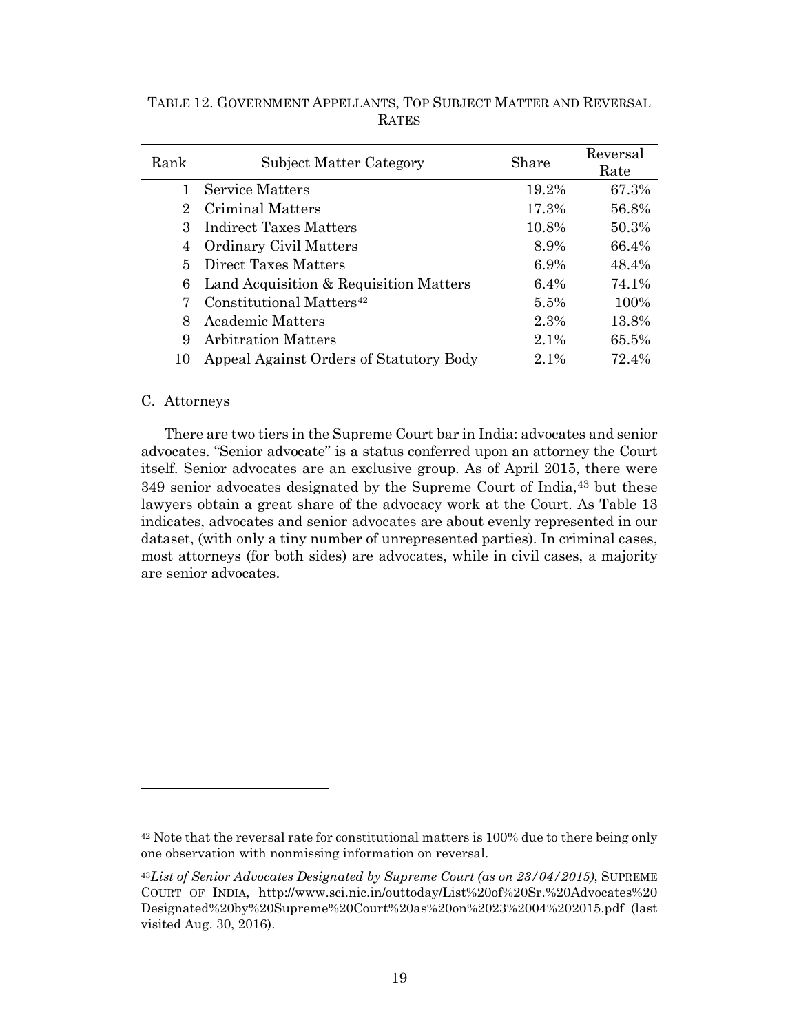TABLE 12. GOVERNMENT APPELLANTS, TOP SUBJECT MATTER AND REVERSAL RATES

| Rank | Subject Matter Category | Share | Reversal Rate |
|---|---|---|---|
| 1 | Service Matters | 19.2% | 67.3% |
| 2 | Criminal Matters | 17.3% | 56.8% |
| 3 | Indirect Taxes Matters | 10.8% | 50.3% |
| 4 | Ordinary Civil Matters | 8.9% | 66.4% |
| 5 | Direct Taxes Matters | 6.9% | 48.4% |
| 6 | Land Acquisition & Requisition Matters | 6.4% | 74.1% |
| 7 | Constitutional Matters[42] | 5.5% | 100% |
| 8 | Academic Matters | 2.3% | 13.8% |
| 9 | Arbitration Matters | 2.1% | 65.5% |
| 10 | Appeal Against Orders of Statutory Body | 2.1% | 72.4% |

C. Attorneys

There are two tiers in the Supreme Court bar in India: advocates and senior advocates. "Senior advocate" is a status conferred upon an attorney the Court itself. Senior advocates are an exclusive group. As of April 2015, there were 349 senior advocates designated by the Supreme Court of India,[43] but these lawyers obtain a great share of the advocacy work at the Court. As Table 13 indicates, advocates and senior advocates are about evenly represented in our dataset, (with only a tiny number of unrepresented parties). In criminal cases, most attorneys (for both sides) are advocates, while in civil cases, a majority are senior advocates.

---

[42] Note that the reversal rate for constitutional matters is 100% due to there being only one observation with nonmissing information on reversal.

[43] *List of Senior Advocates Designated by Supreme Court (as on 23/04/2015)*, SUPREME COURT OF INDIA, http://www.sci.nic.in/outtoday/List%20of%20Sr.%20Advocates%20Designated%20by%20Supreme%20Court%20as%20on%2023%2004%202015.pdf (last visited Aug. 30, 2016).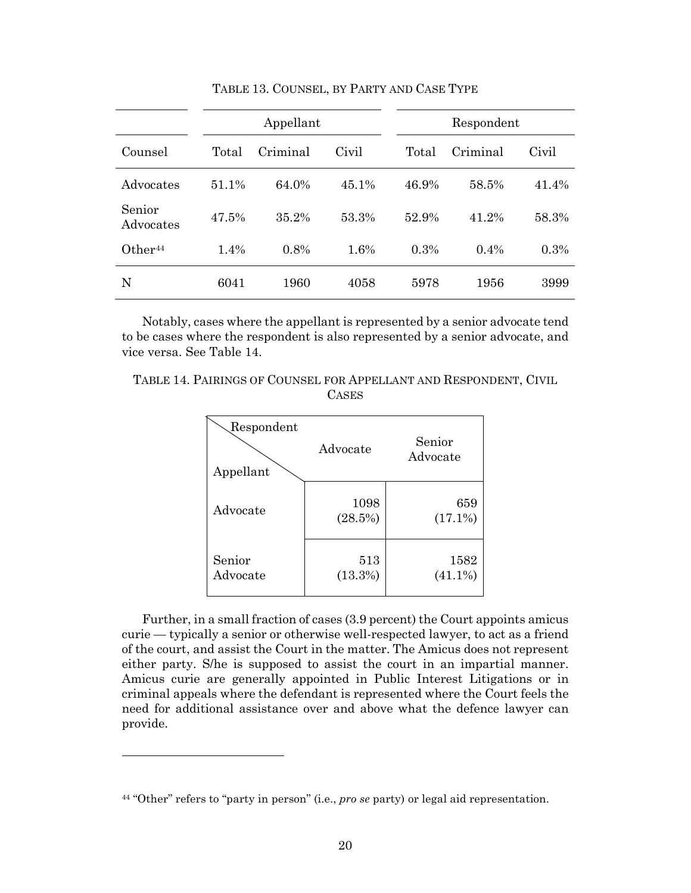TABLE 13. COUNSEL, BY PARTY AND CASE TYPE

| | Appellant | | | Respondent | | |
|---|---|---|---|---|---|---|
| Counsel | Total | Criminal | Civil | Total | Criminal | Civil |
| Advocates | 51.1% | 64.0% | 45.1% | 46.9% | 58.5% | 41.4% |
| Senior Advocates | 47.5% | 35.2% | 53.3% | 52.9% | 41.2% | 58.3% |
| Other[44] | 1.4% | 0.8% | 1.6% | 0.3% | 0.4% | 0.3% |
| N | 6041 | 1960 | 4058 | 5978 | 1956 | 3999 |

Notably, cases where the appellant is represented by a senior advocate tend to be cases where the respondent is also represented by a senior advocate, and vice versa. See Table 14.

TABLE 14. PAIRINGS OF COUNSEL FOR APPELLANT AND RESPONDENT, CIVIL CASES

| Appellant \ Respondent | Advocate | Senior Advocate |
|---|---|---|
| Advocate | 1098 (28.5%) | 659 (17.1%) |
| Senior Advocate | 513 (13.3%) | 1582 (41.1%) |

Further, in a small fraction of cases (3.9 percent) the Court appoints amicus curie — typically a senior or otherwise well-respected lawyer, to act as a friend of the court, and assist the Court in the matter. The Amicus does not represent either party. S/he is supposed to assist the court in an impartial manner. Amicus curie are generally appointed in Public Interest Litigations or in criminal appeals where the defendant is represented where the Court feels the need for additional assistance over and above what the defence lawyer can provide.

[44] "Other" refers to "party in person" (i.e., *pro se* party) or legal aid representation.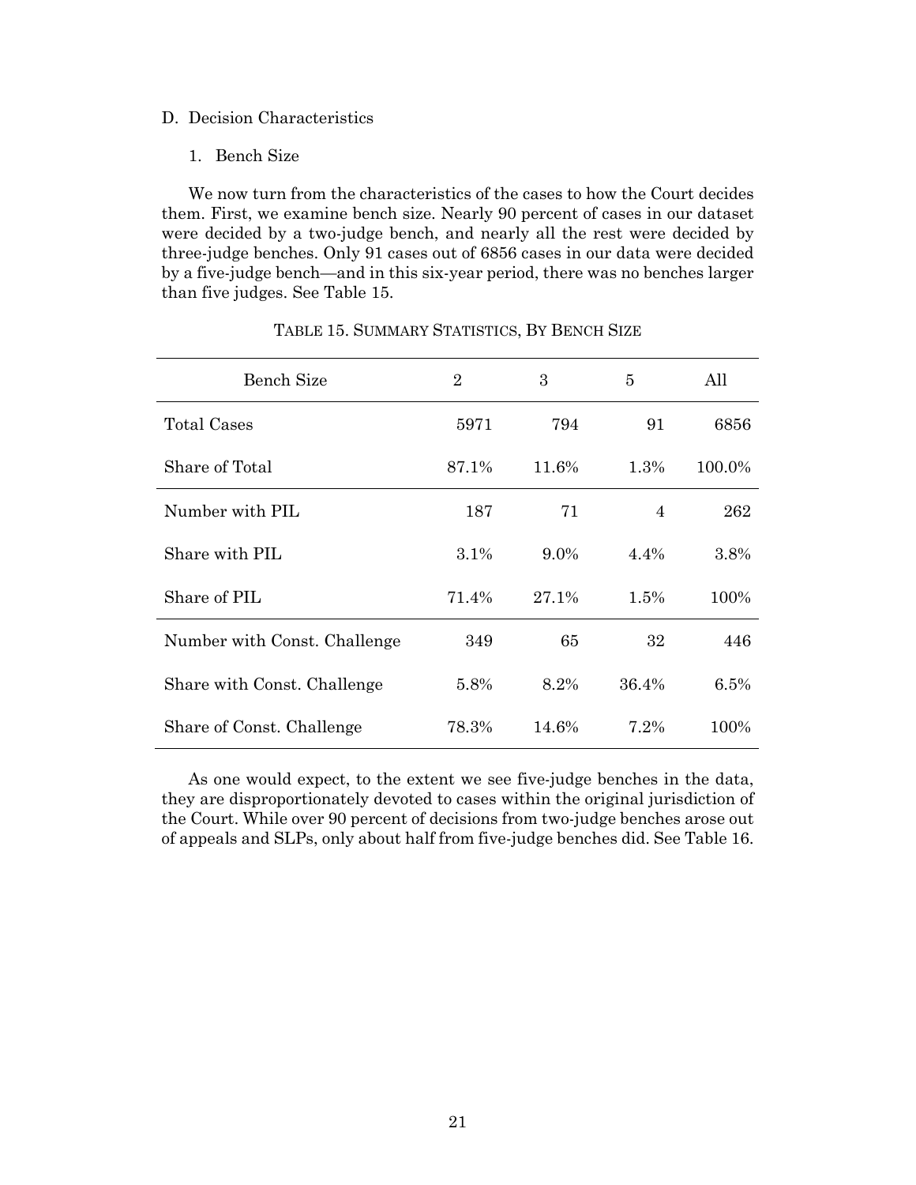## D. Decision Characteristics

### 1. Bench Size

We now turn from the characteristics of the cases to how the Court decides them. First, we examine bench size. Nearly 90 percent of cases in our dataset were decided by a two-judge bench, and nearly all the rest were decided by three-judge benches. Only 91 cases out of 6856 cases in our data were decided by a five-judge bench—and in this six-year period, there was no benches larger than five judges. See Table 15.

TABLE 15. SUMMARY STATISTICS, BY BENCH SIZE

| Bench Size | 2 | 3 | 5 | All |
|---|---|---|---|---|
| Total Cases | 5971 | 794 | 91 | 6856 |
| Share of Total | 87.1% | 11.6% | 1.3% | 100.0% |
| Number with PIL | 187 | 71 | 4 | 262 |
| Share with PIL | 3.1% | 9.0% | 4.4% | 3.8% |
| Share of PIL | 71.4% | 27.1% | 1.5% | 100% |
| Number with Const. Challenge | 349 | 65 | 32 | 446 |
| Share with Const. Challenge | 5.8% | 8.2% | 36.4% | 6.5% |
| Share of Const. Challenge | 78.3% | 14.6% | 7.2% | 100% |

As one would expect, to the extent we see five-judge benches in the data, they are disproportionately devoted to cases within the original jurisdiction of the Court. While over 90 percent of decisions from two-judge benches arose out of appeals and SLPs, only about half from five-judge benches did. See Table 16.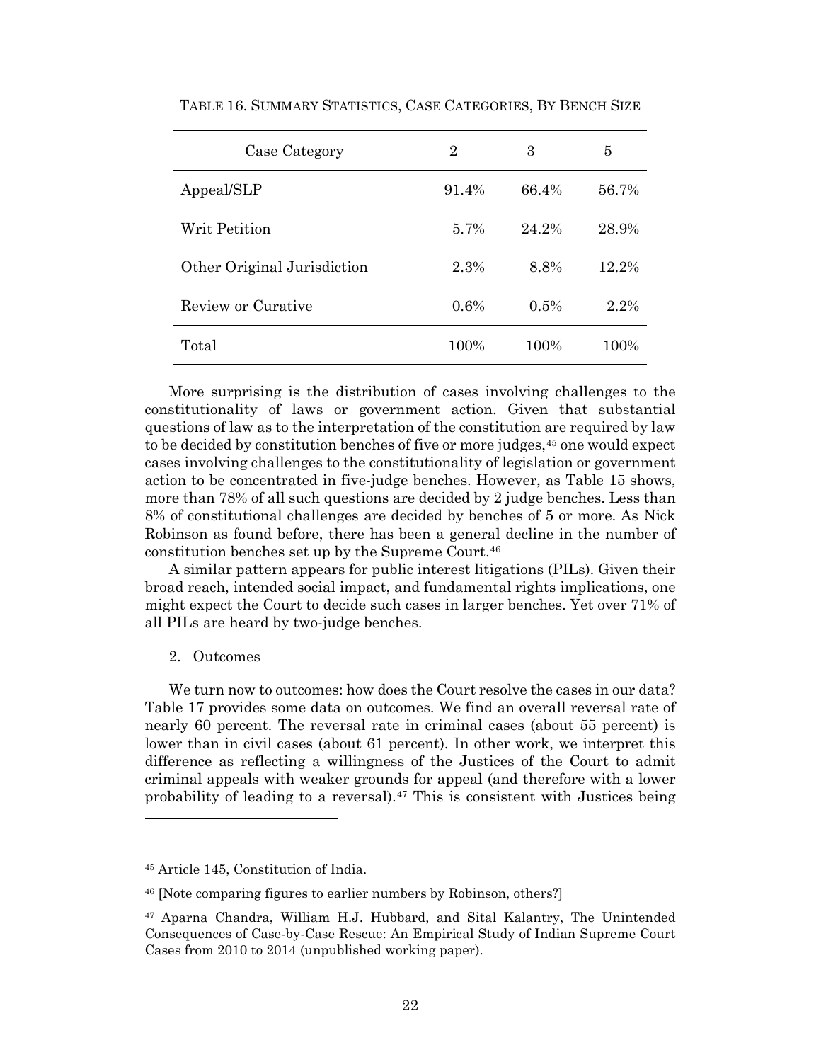TABLE 16. SUMMARY STATISTICS, CASE CATEGORIES, BY BENCH SIZE

| Case Category | 2 | 3 | 5 |
|---|---|---|---|
| Appeal/SLP | 91.4% | 66.4% | 56.7% |
| Writ Petition | 5.7% | 24.2% | 28.9% |
| Other Original Jurisdiction | 2.3% | 8.8% | 12.2% |
| Review or Curative | 0.6% | 0.5% | 2.2% |
| Total | 100% | 100% | 100% |

More surprising is the distribution of cases involving challenges to the constitutionality of laws or government action. Given that substantial questions of law as to the interpretation of the constitution are required by law to be decided by constitution benches of five or more judges,[45] one would expect cases involving challenges to the constitutionality of legislation or government action to be concentrated in five-judge benches. However, as Table 15 shows, more than 78% of all such questions are decided by 2 judge benches. Less than 8% of constitutional challenges are decided by benches of 5 or more. As Nick Robinson as found before, there has been a general decline in the number of constitution benches set up by the Supreme Court.[46]

A similar pattern appears for public interest litigations (PILs). Given their broad reach, intended social impact, and fundamental rights implications, one might expect the Court to decide such cases in larger benches. Yet over 71% of all PILs are heard by two-judge benches.

2. Outcomes

We turn now to outcomes: how does the Court resolve the cases in our data? Table 17 provides some data on outcomes. We find an overall reversal rate of nearly 60 percent. The reversal rate in criminal cases (about 55 percent) is lower than in civil cases (about 61 percent). In other work, we interpret this difference as reflecting a willingness of the Justices of the Court to admit criminal appeals with weaker grounds for appeal (and therefore with a lower probability of leading to a reversal).[47] This is consistent with Justices being

---

[45] Article 145, Constitution of India.

[46] [Note comparing figures to earlier numbers by Robinson, others?]

[47] Aparna Chandra, William H.J. Hubbard, and Sital Kalantry, The Unintended Consequences of Case-by-Case Rescue: An Empirical Study of Indian Supreme Court Cases from 2010 to 2014 (unpublished working paper).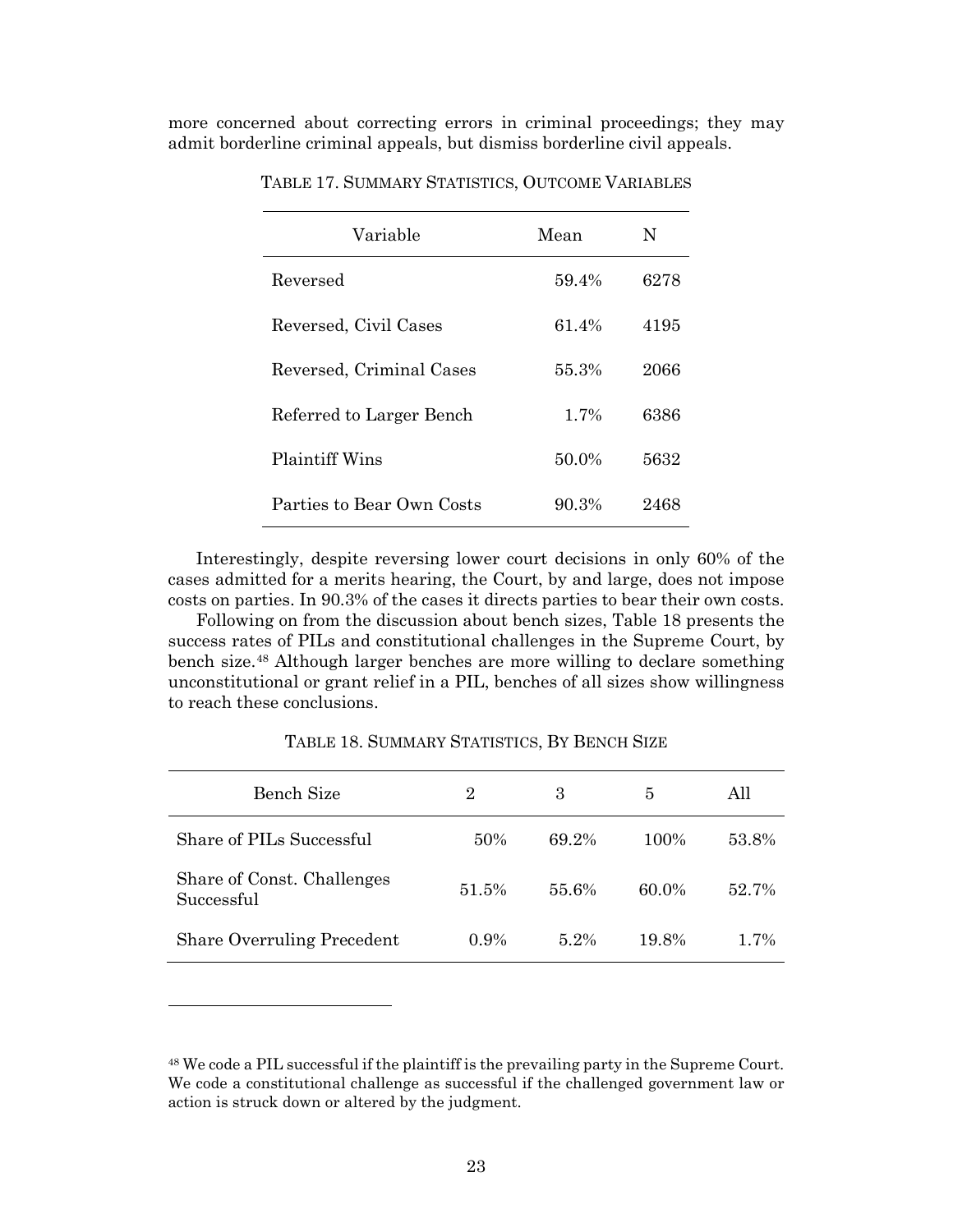more concerned about correcting errors in criminal proceedings; they may admit borderline criminal appeals, but dismiss borderline civil appeals.

TABLE 17. SUMMARY STATISTICS, OUTCOME VARIABLES

| Variable | Mean | N |
|---|---|---|
| Reversed | 59.4% | 6278 |
| Reversed, Civil Cases | 61.4% | 4195 |
| Reversed, Criminal Cases | 55.3% | 2066 |
| Referred to Larger Bench | 1.7% | 6386 |
| Plaintiff Wins | 50.0% | 5632 |
| Parties to Bear Own Costs | 90.3% | 2468 |

Interestingly, despite reversing lower court decisions in only 60% of the cases admitted for a merits hearing, the Court, by and large, does not impose costs on parties. In 90.3% of the cases it directs parties to bear their own costs.

Following on from the discussion about bench sizes, Table 18 presents the success rates of PILs and constitutional challenges in the Supreme Court, by bench size.[48] Although larger benches are more willing to declare something unconstitutional or grant relief in a PIL, benches of all sizes show willingness to reach these conclusions.

TABLE 18. SUMMARY STATISTICS, BY BENCH SIZE

| Bench Size | 2 | 3 | 5 | All |
|---|---|---|---|---|
| Share of PILs Successful | 50% | 69.2% | 100% | 53.8% |
| Share of Const. Challenges Successful | 51.5% | 55.6% | 60.0% | 52.7% |
| Share Overruling Precedent | 0.9% | 5.2% | 19.8% | 1.7% |

---

[48] We code a PIL successful if the plaintiff is the prevailing party in the Supreme Court. We code a constitutional challenge as successful if the challenged government law or action is struck down or altered by the judgment.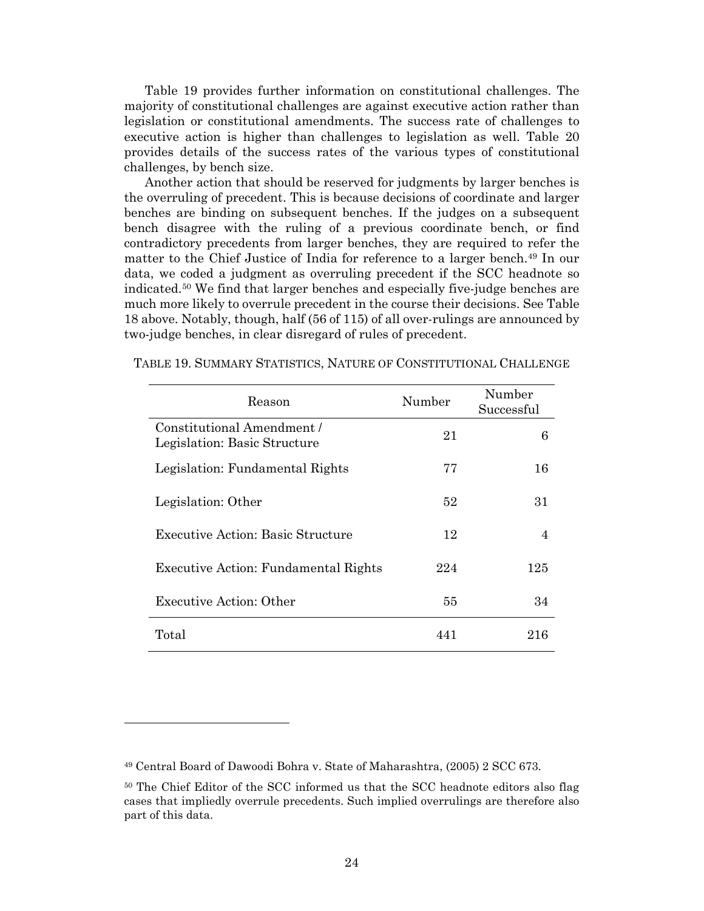Table 19 provides further information on constitutional challenges. The majority of constitutional challenges are against executive action rather than legislation or constitutional amendments. The success rate of challenges to executive action is higher than challenges to legislation as well. Table 20 provides details of the success rates of the various types of constitutional challenges, by bench size.

Another action that should be reserved for judgments by larger benches is the overruling of precedent. This is because decisions of coordinate and larger benches are binding on subsequent benches. If the judges on a subsequent bench disagree with the ruling of a previous coordinate bench, or find contradictory precedents from larger benches, they are required to refer the matter to the Chief Justice of India for reference to a larger bench.[49] In our data, we coded a judgment as overruling precedent if the SCC headnote so indicated.[50] We find that larger benches and especially five-judge benches are much more likely to overrule precedent in the course their decisions. See Table 18 above. Notably, though, half (56 of 115) of all over-rulings are announced by two-judge benches, in clear disregard of rules of precedent.

TABLE 19. SUMMARY STATISTICS, NATURE OF CONSTITUTIONAL CHALLENGE

| Reason | Number | Number Successful |
|---|---|---|
| Constitutional Amendment / Legislation: Basic Structure | 21 | 6 |
| Legislation: Fundamental Rights | 77 | 16 |
| Legislation: Other | 52 | 31 |
| Executive Action: Basic Structure | 12 | 4 |
| Executive Action: Fundamental Rights | 224 | 125 |
| Executive Action: Other | 55 | 34 |
| Total | 441 | 216 |

---

[49] Central Board of Dawoodi Bohra v. State of Maharashtra, (2005) 2 SCC 673.

[50] The Chief Editor of the SCC informed us that the SCC headnote editors also flag cases that impliedly overrule precedents. Such implied overrulings are therefore also part of this data.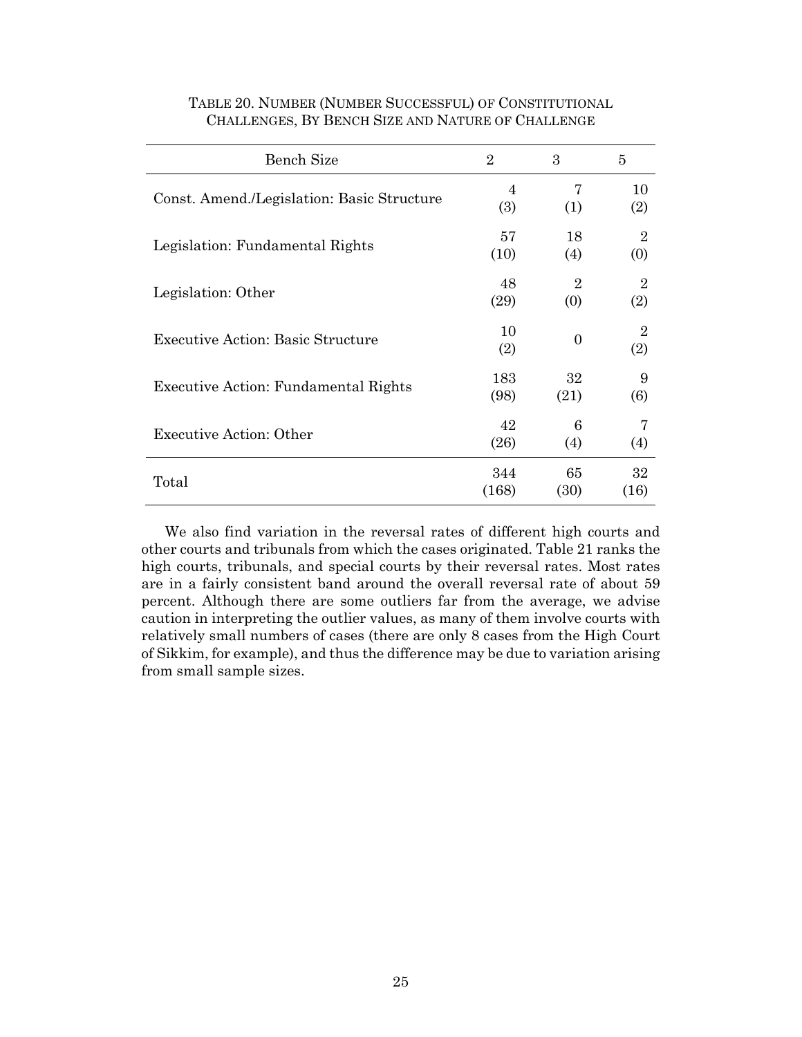TABLE 20. NUMBER (NUMBER SUCCESSFUL) OF CONSTITUTIONAL CHALLENGES, BY BENCH SIZE AND NATURE OF CHALLENGE

| Bench Size | 2 | 3 | 5 |
|---|---|---|---|
| Const. Amend./Legislation: Basic Structure | 4 (3) | 7 (1) | 10 (2) |
| Legislation: Fundamental Rights | 57 (10) | 18 (4) | 2 (0) |
| Legislation: Other | 48 (29) | 2 (0) | 2 (2) |
| Executive Action: Basic Structure | 10 (2) | 0 | 2 (2) |
| Executive Action: Fundamental Rights | 183 (98) | 32 (21) | 9 (6) |
| Executive Action: Other | 42 (26) | 6 (4) | 7 (4) |
| Total | 344 (168) | 65 (30) | 32 (16) |

We also find variation in the reversal rates of different high courts and other courts and tribunals from which the cases originated. Table 21 ranks the high courts, tribunals, and special courts by their reversal rates. Most rates are in a fairly consistent band around the overall reversal rate of about 59 percent. Although there are some outliers far from the average, we advise caution in interpreting the outlier values, as many of them involve courts with relatively small numbers of cases (there are only 8 cases from the High Court of Sikkim, for example), and thus the difference may be due to variation arising from small sample sizes.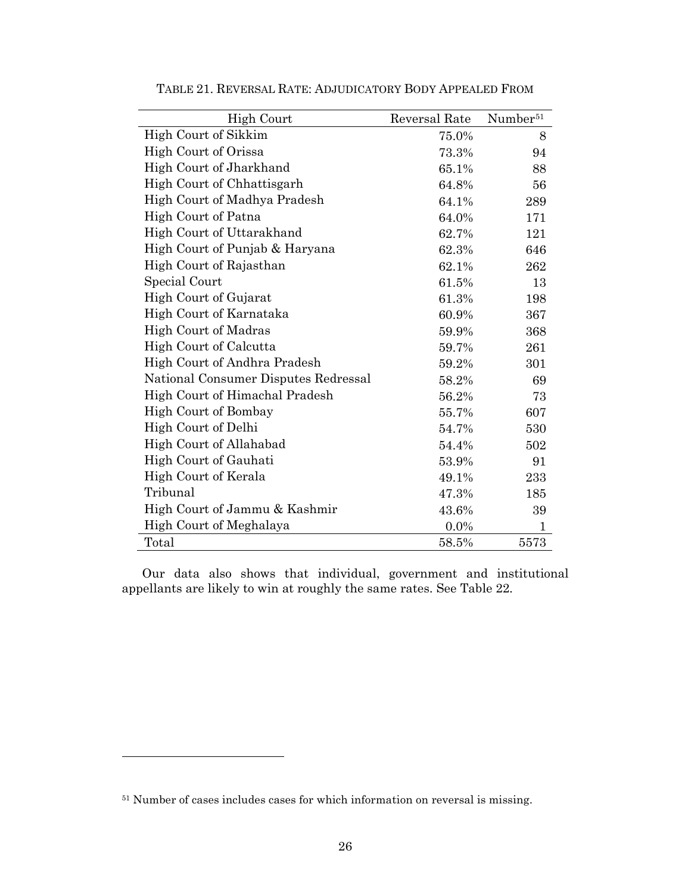TABLE 21. REVERSAL RATE: ADJUDICATORY BODY APPEALED FROM

| High Court | Reversal Rate | Number[51] |
|---|---|---|
| High Court of Sikkim | 75.0% | 8 |
| High Court of Orissa | 73.3% | 94 |
| High Court of Jharkhand | 65.1% | 88 |
| High Court of Chhattisgarh | 64.8% | 56 |
| High Court of Madhya Pradesh | 64.1% | 289 |
| High Court of Patna | 64.0% | 171 |
| High Court of Uttarakhand | 62.7% | 121 |
| High Court of Punjab & Haryana | 62.3% | 646 |
| High Court of Rajasthan | 62.1% | 262 |
| Special Court | 61.5% | 13 |
| High Court of Gujarat | 61.3% | 198 |
| High Court of Karnataka | 60.9% | 367 |
| High Court of Madras | 59.9% | 368 |
| High Court of Calcutta | 59.7% | 261 |
| High Court of Andhra Pradesh | 59.2% | 301 |
| National Consumer Disputes Redressal | 58.2% | 69 |
| High Court of Himachal Pradesh | 56.2% | 73 |
| High Court of Bombay | 55.7% | 607 |
| High Court of Delhi | 54.7% | 530 |
| High Court of Allahabad | 54.4% | 502 |
| High Court of Gauhati | 53.9% | 91 |
| High Court of Kerala | 49.1% | 233 |
| Tribunal | 47.3% | 185 |
| High Court of Jammu & Kashmir | 43.6% | 39 |
| High Court of Meghalaya | 0.0% | 1 |
| Total | 58.5% | 5573 |

Our data also shows that individual, government and institutional appellants are likely to win at roughly the same rates. See Table 22.

[51] Number of cases includes cases for which information on reversal is missing.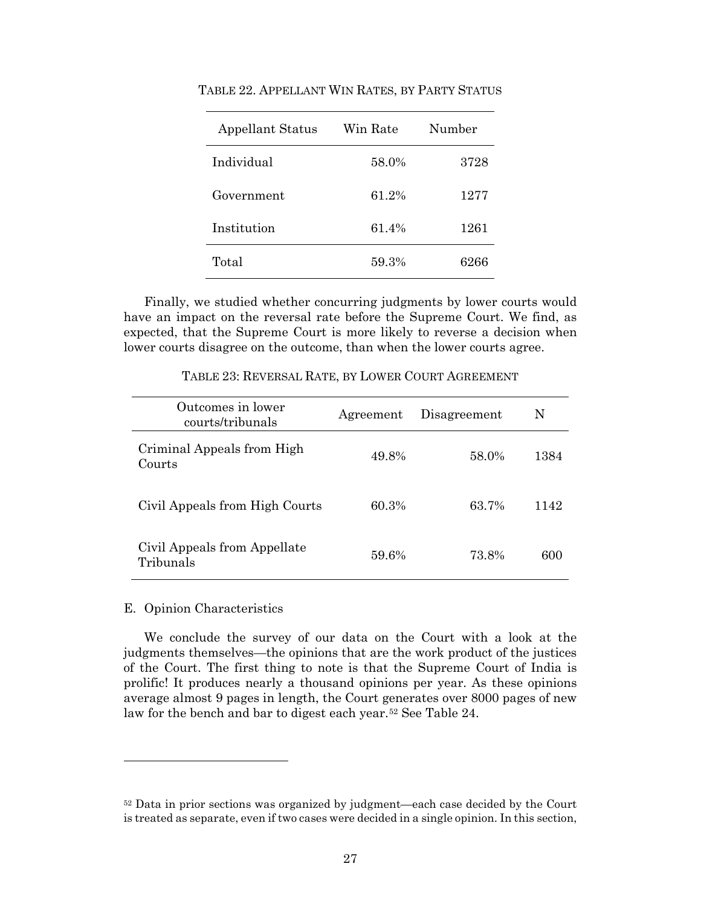TABLE 22. APPELLANT WIN RATES, BY PARTY STATUS

| Appellant Status | Win Rate | Number |
| --- | --- | --- |
| Individual | 58.0% | 3728 |
| Government | 61.2% | 1277 |
| Institution | 61.4% | 1261 |
| Total | 59.3% | 6266 |

Finally, we studied whether concurring judgments by lower courts would have an impact on the reversal rate before the Supreme Court. We find, as expected, that the Supreme Court is more likely to reverse a decision when lower courts disagree on the outcome, than when the lower courts agree.

TABLE 23: REVERSAL RATE, BY LOWER COURT AGREEMENT

| Outcomes in lower courts/tribunals | Agreement | Disagreement | N |
| --- | --- | --- | --- |
| Criminal Appeals from High Courts | 49.8% | 58.0% | 1384 |
| Civil Appeals from High Courts | 60.3% | 63.7% | 1142 |
| Civil Appeals from Appellate Tribunals | 59.6% | 73.8% | 600 |

## E. Opinion Characteristics

We conclude the survey of our data on the Court with a look at the judgments themselves—the opinions that are the work product of the justices of the Court. The first thing to note is that the Supreme Court of India is prolific! It produces nearly a thousand opinions per year. As these opinions average almost 9 pages in length, the Court generates over 8000 pages of new law for the bench and bar to digest each year.[52] See Table 24.

---

[52] Data in prior sections was organized by judgment—each case decided by the Court is treated as separate, even if two cases were decided in a single opinion. In this section,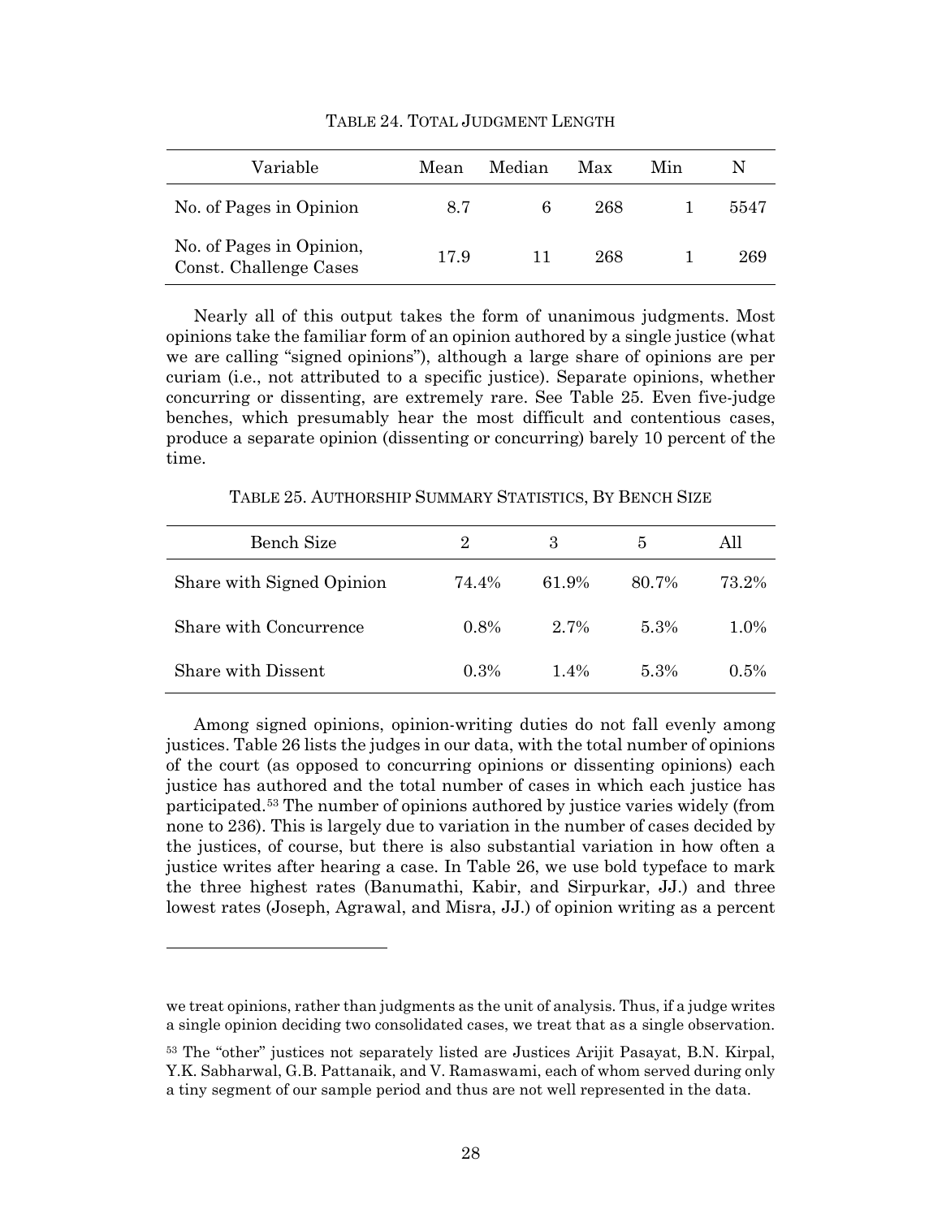TABLE 24. TOTAL JUDGMENT LENGTH

| Variable | Mean | Median | Max | Min | N |
|---|---|---|---|---|---|
| No. of Pages in Opinion | 8.7 | 6 | 268 | 1 | 5547 |
| No. of Pages in Opinion, Const. Challenge Cases | 17.9 | 11 | 268 | 1 | 269 |

Nearly all of this output takes the form of unanimous judgments. Most opinions take the familiar form of an opinion authored by a single justice (what we are calling "signed opinions"), although a large share of opinions are per curiam (i.e., not attributed to a specific justice). Separate opinions, whether concurring or dissenting, are extremely rare. See Table 25. Even five-judge benches, which presumably hear the most difficult and contentious cases, produce a separate opinion (dissenting or concurring) barely 10 percent of the time.

TABLE 25. AUTHORSHIP SUMMARY STATISTICS, BY BENCH SIZE

| Bench Size | 2 | 3 | 5 | All |
|---|---|---|---|---|
| Share with Signed Opinion | 74.4% | 61.9% | 80.7% | 73.2% |
| Share with Concurrence | 0.8% | 2.7% | 5.3% | 1.0% |
| Share with Dissent | 0.3% | 1.4% | 5.3% | 0.5% |

Among signed opinions, opinion-writing duties do not fall evenly among justices. Table 26 lists the judges in our data, with the total number of opinions of the court (as opposed to concurring opinions or dissenting opinions) each justice has authored and the total number of cases in which each justice has participated.[53] The number of opinions authored by justice varies widely (from none to 236). This is largely due to variation in the number of cases decided by the justices, of course, but there is also substantial variation in how often a justice writes after hearing a case. In Table 26, we use bold typeface to mark the three highest rates (Banumathi, Kabir, and Sirpurkar, JJ.) and three lowest rates (Joseph, Agrawal, and Misra, JJ.) of opinion writing as a percent

---

we treat opinions, rather than judgments as the unit of analysis. Thus, if a judge writes a single opinion deciding two consolidated cases, we treat that as a single observation.

[53] The "other" justices not separately listed are Justices Arijit Pasayat, B.N. Kirpal, Y.K. Sabharwal, G.B. Pattanaik, and V. Ramaswami, each of whom served during only a tiny segment of our sample period and thus are not well represented in the data.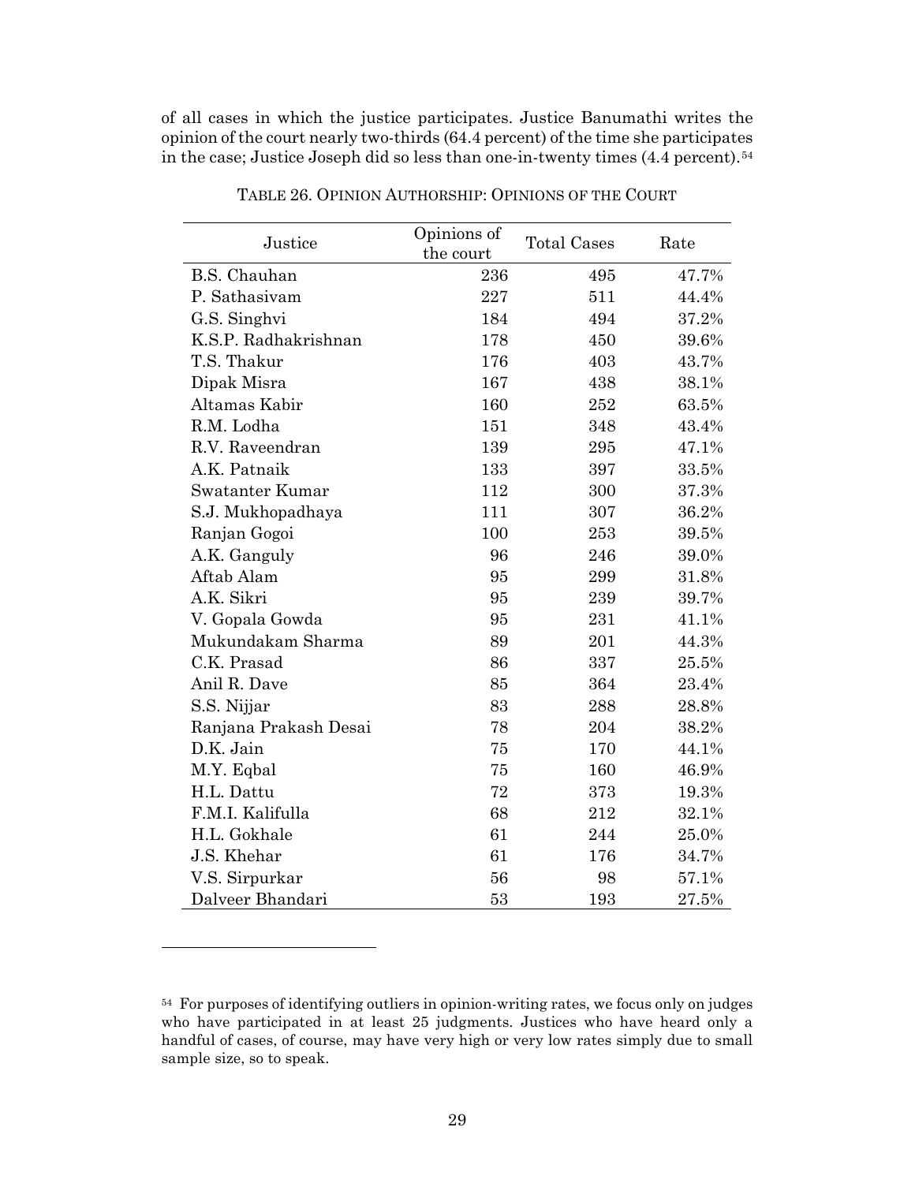of all cases in which the justice participates. Justice Banumathi writes the opinion of the court nearly two-thirds (64.4 percent) of the time she participates in the case; Justice Joseph did so less than one-in-twenty times (4.4 percent).[54]

TABLE 26. OPINION AUTHORSHIP: OPINIONS OF THE COURT

| Justice | Opinions of the court | Total Cases | Rate |
|---|---:|---:|---:|
| B.S. Chauhan | 236 | 495 | 47.7% |
| P. Sathasivam | 227 | 511 | 44.4% |
| G.S. Singhvi | 184 | 494 | 37.2% |
| K.S.P. Radhakrishnan | 178 | 450 | 39.6% |
| T.S. Thakur | 176 | 403 | 43.7% |
| Dipak Misra | 167 | 438 | 38.1% |
| Altamas Kabir | 160 | 252 | 63.5% |
| R.M. Lodha | 151 | 348 | 43.4% |
| R.V. Raveendran | 139 | 295 | 47.1% |
| A.K. Patnaik | 133 | 397 | 33.5% |
| Swatanter Kumar | 112 | 300 | 37.3% |
| S.J. Mukhopadhaya | 111 | 307 | 36.2% |
| Ranjan Gogoi | 100 | 253 | 39.5% |
| A.K. Ganguly | 96 | 246 | 39.0% |
| Aftab Alam | 95 | 299 | 31.8% |
| A.K. Sikri | 95 | 239 | 39.7% |
| V. Gopala Gowda | 95 | 231 | 41.1% |
| Mukundakam Sharma | 89 | 201 | 44.3% |
| C.K. Prasad | 86 | 337 | 25.5% |
| Anil R. Dave | 85 | 364 | 23.4% |
| S.S. Nijjar | 83 | 288 | 28.8% |
| Ranjana Prakash Desai | 78 | 204 | 38.2% |
| D.K. Jain | 75 | 170 | 44.1% |
| M.Y. Eqbal | 75 | 160 | 46.9% |
| H.L. Dattu | 72 | 373 | 19.3% |
| F.M.I. Kalifulla | 68 | 212 | 32.1% |
| H.L. Gokhale | 61 | 244 | 25.0% |
| J.S. Khehar | 61 | 176 | 34.7% |
| V.S. Sirpurkar | 56 | 98 | 57.1% |
| Dalveer Bhandari | 53 | 193 | 27.5% |

[54] For purposes of identifying outliers in opinion-writing rates, we focus only on judges who have participated in at least 25 judgments. Justices who have heard only a handful of cases, of course, may have very high or very low rates simply due to small sample size, so to speak.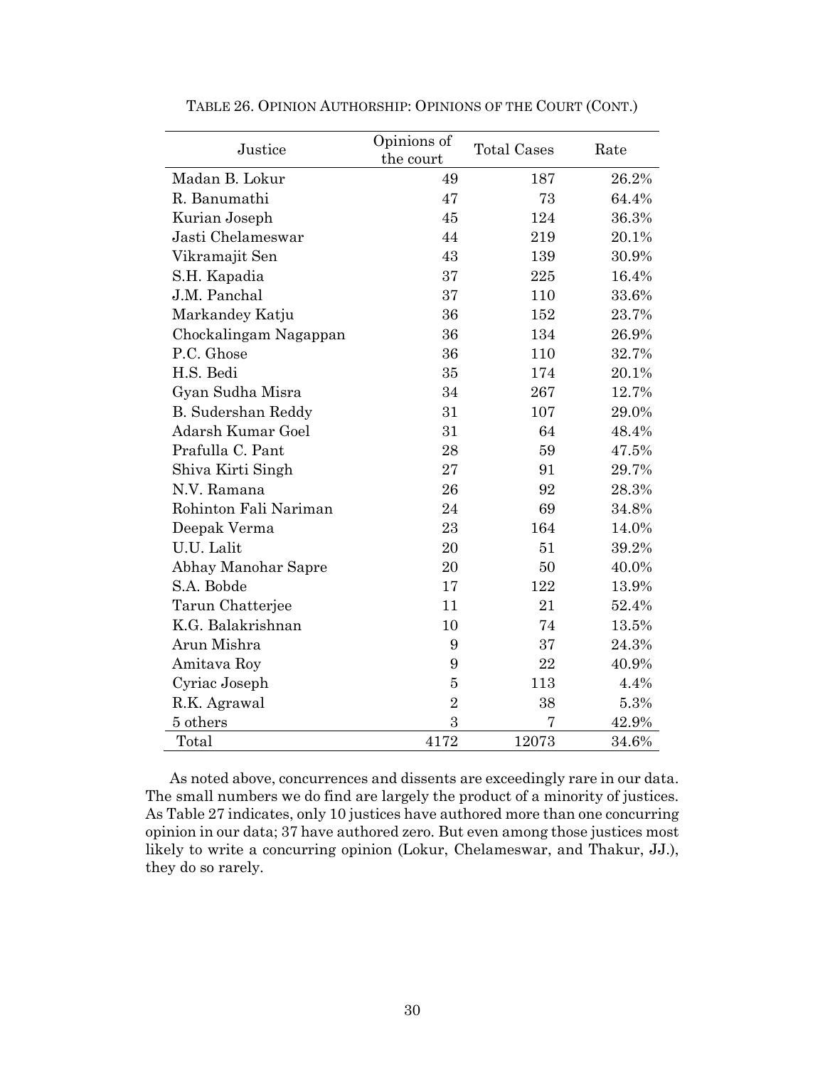TABLE 26. OPINION AUTHORSHIP: OPINIONS OF THE COURT (CONT.)

| Justice | Opinions of the court | Total Cases | Rate |
|---|---|---|---|
| Madan B. Lokur | 49 | 187 | 26.2% |
| R. Banumathi | 47 | 73 | 64.4% |
| Kurian Joseph | 45 | 124 | 36.3% |
| Jasti Chelameswar | 44 | 219 | 20.1% |
| Vikramajit Sen | 43 | 139 | 30.9% |
| S.H. Kapadia | 37 | 225 | 16.4% |
| J.M. Panchal | 37 | 110 | 33.6% |
| Markandey Katju | 36 | 152 | 23.7% |
| Chockalingam Nagappan | 36 | 134 | 26.9% |
| P.C. Ghose | 36 | 110 | 32.7% |
| H.S. Bedi | 35 | 174 | 20.1% |
| Gyan Sudha Misra | 34 | 267 | 12.7% |
| B. Sudershan Reddy | 31 | 107 | 29.0% |
| Adarsh Kumar Goel | 31 | 64 | 48.4% |
| Prafulla C. Pant | 28 | 59 | 47.5% |
| Shiva Kirti Singh | 27 | 91 | 29.7% |
| N.V. Ramana | 26 | 92 | 28.3% |
| Rohinton Fali Nariman | 24 | 69 | 34.8% |
| Deepak Verma | 23 | 164 | 14.0% |
| U.U. Lalit | 20 | 51 | 39.2% |
| Abhay Manohar Sapre | 20 | 50 | 40.0% |
| S.A. Bobde | 17 | 122 | 13.9% |
| Tarun Chatterjee | 11 | 21 | 52.4% |
| K.G. Balakrishnan | 10 | 74 | 13.5% |
| Arun Mishra | 9 | 37 | 24.3% |
| Amitava Roy | 9 | 22 | 40.9% |
| Cyriac Joseph | 5 | 113 | 4.4% |
| R.K. Agrawal | 2 | 38 | 5.3% |
| 5 others | 3 | 7 | 42.9% |
| Total | 4172 | 12073 | 34.6% |

As noted above, concurrences and dissents are exceedingly rare in our data. The small numbers we do find are largely the product of a minority of justices. As Table 27 indicates, only 10 justices have authored more than one concurring opinion in our data; 37 have authored zero. But even among those justices most likely to write a concurring opinion (Lokur, Chelameswar, and Thakur, JJ.), they do so rarely.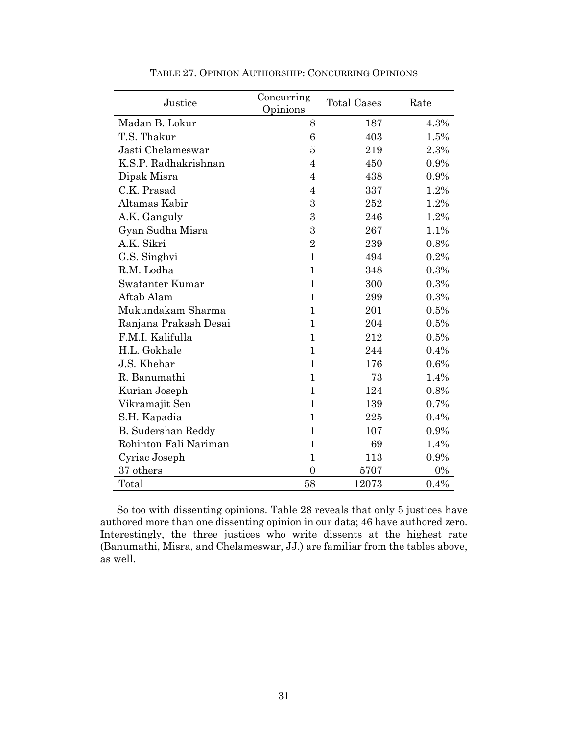TABLE 27. OPINION AUTHORSHIP: CONCURRING OPINIONS

| Justice | Concurring Opinions | Total Cases | Rate |
|---|---|---|---|
| Madan B. Lokur | 8 | 187 | 4.3% |
| T.S. Thakur | 6 | 403 | 1.5% |
| Jasti Chelameswar | 5 | 219 | 2.3% |
| K.S.P. Radhakrishnan | 4 | 450 | 0.9% |
| Dipak Misra | 4 | 438 | 0.9% |
| C.K. Prasad | 4 | 337 | 1.2% |
| Altamas Kabir | 3 | 252 | 1.2% |
| A.K. Ganguly | 3 | 246 | 1.2% |
| Gyan Sudha Misra | 3 | 267 | 1.1% |
| A.K. Sikri | 2 | 239 | 0.8% |
| G.S. Singhvi | 1 | 494 | 0.2% |
| R.M. Lodha | 1 | 348 | 0.3% |
| Swatanter Kumar | 1 | 300 | 0.3% |
| Aftab Alam | 1 | 299 | 0.3% |
| Mukundakam Sharma | 1 | 201 | 0.5% |
| Ranjana Prakash Desai | 1 | 204 | 0.5% |
| F.M.I. Kalifulla | 1 | 212 | 0.5% |
| H.L. Gokhale | 1 | 244 | 0.4% |
| J.S. Khehar | 1 | 176 | 0.6% |
| R. Banumathi | 1 | 73 | 1.4% |
| Kurian Joseph | 1 | 124 | 0.8% |
| Vikramajit Sen | 1 | 139 | 0.7% |
| S.H. Kapadia | 1 | 225 | 0.4% |
| B. Sudershan Reddy | 1 | 107 | 0.9% |
| Rohinton Fali Nariman | 1 | 69 | 1.4% |
| Cyriac Joseph | 1 | 113 | 0.9% |
| 37 others | 0 | 5707 | 0% |
| Total | 58 | 12073 | 0.4% |

So too with dissenting opinions. Table 28 reveals that only 5 justices have authored more than one dissenting opinion in our data; 46 have authored zero. Interestingly, the three justices who write dissents at the highest rate (Banumathi, Misra, and Chelameswar, JJ.) are familiar from the tables above, as well.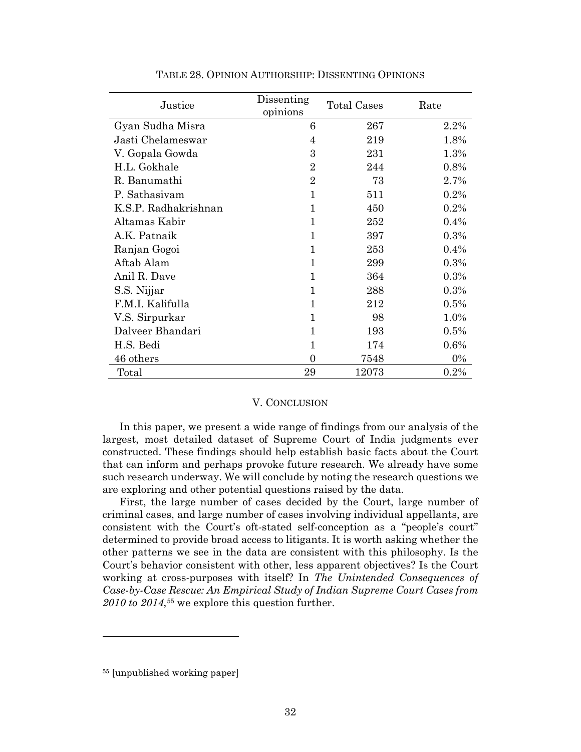TABLE 28. OPINION AUTHORSHIP: DISSENTING OPINIONS

| Justice | Dissenting opinions | Total Cases | Rate |
|---|---|---|---|
| Gyan Sudha Misra | 6 | 267 | 2.2% |
| Jasti Chelameswar | 4 | 219 | 1.8% |
| V. Gopala Gowda | 3 | 231 | 1.3% |
| H.L. Gokhale | 2 | 244 | 0.8% |
| R. Banumathi | 2 | 73 | 2.7% |
| P. Sathasivam | 1 | 511 | 0.2% |
| K.S.P. Radhakrishnan | 1 | 450 | 0.2% |
| Altamas Kabir | 1 | 252 | 0.4% |
| A.K. Patnaik | 1 | 397 | 0.3% |
| Ranjan Gogoi | 1 | 253 | 0.4% |
| Aftab Alam | 1 | 299 | 0.3% |
| Anil R. Dave | 1 | 364 | 0.3% |
| S.S. Nijjar | 1 | 288 | 0.3% |
| F.M.I. Kalifulla | 1 | 212 | 0.5% |
| V.S. Sirpurkar | 1 | 98 | 1.0% |
| Dalveer Bhandari | 1 | 193 | 0.5% |
| H.S. Bedi | 1 | 174 | 0.6% |
| 46 others | 0 | 7548 | 0% |
| Total | 29 | 12073 | 0.2% |

## V. CONCLUSION

In this paper, we present a wide range of findings from our analysis of the largest, most detailed dataset of Supreme Court of India judgments ever constructed. These findings should help establish basic facts about the Court that can inform and perhaps provoke future research. We already have some such research underway. We will conclude by noting the research questions we are exploring and other potential questions raised by the data.

First, the large number of cases decided by the Court, large number of criminal cases, and large number of cases involving individual appellants, are consistent with the Court's oft-stated self-conception as a "people's court" determined to provide broad access to litigants. It is worth asking whether the other patterns we see in the data are consistent with this philosophy. Is the Court's behavior consistent with other, less apparent objectives? Is the Court working at cross-purposes with itself? In *The Unintended Consequences of Case-by-Case Rescue: An Empirical Study of Indian Supreme Court Cases from 2010 to 2014*,[55] we explore this question further.

[55] [unpublished working paper]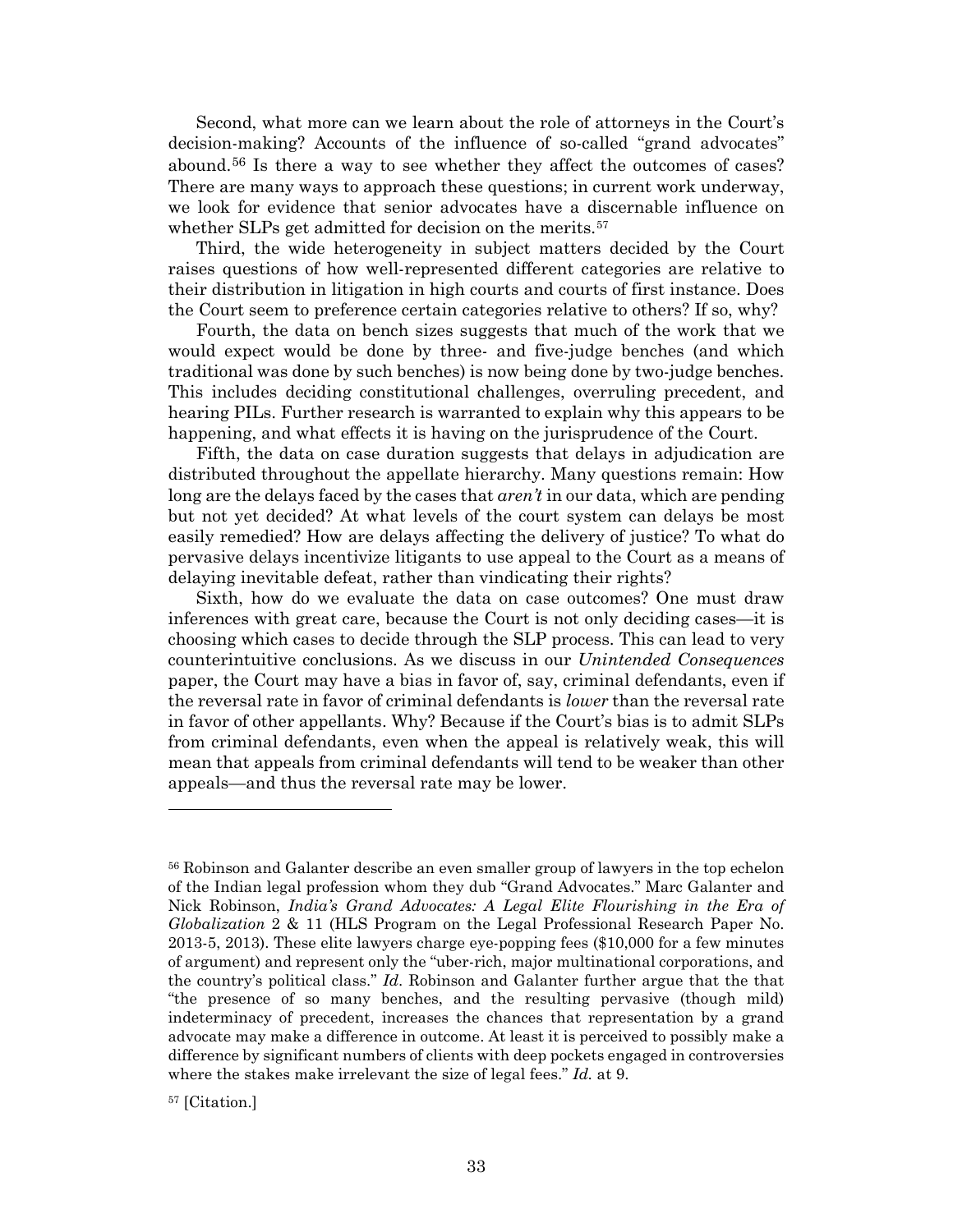Second, what more can we learn about the role of attorneys in the Court's decision-making? Accounts of the influence of so-called "grand advocates" abound.[56] Is there a way to see whether they affect the outcomes of cases? There are many ways to approach these questions; in current work underway, we look for evidence that senior advocates have a discernable influence on whether SLPs get admitted for decision on the merits.[57]

Third, the wide heterogeneity in subject matters decided by the Court raises questions of how well-represented different categories are relative to their distribution in litigation in high courts and courts of first instance. Does the Court seem to preference certain categories relative to others? If so, why?

Fourth, the data on bench sizes suggests that much of the work that we would expect would be done by three- and five-judge benches (and which traditional was done by such benches) is now being done by two-judge benches. This includes deciding constitutional challenges, overruling precedent, and hearing PILs. Further research is warranted to explain why this appears to be happening, and what effects it is having on the jurisprudence of the Court.

Fifth, the data on case duration suggests that delays in adjudication are distributed throughout the appellate hierarchy. Many questions remain: How long are the delays faced by the cases that *aren't* in our data, which are pending but not yet decided? At what levels of the court system can delays be most easily remedied? How are delays affecting the delivery of justice? To what do pervasive delays incentivize litigants to use appeal to the Court as a means of delaying inevitable defeat, rather than vindicating their rights?

Sixth, how do we evaluate the data on case outcomes? One must draw inferences with great care, because the Court is not only deciding cases—it is choosing which cases to decide through the SLP process. This can lead to very counterintuitive conclusions. As we discuss in our *Unintended Consequences* paper, the Court may have a bias in favor of, say, criminal defendants, even if the reversal rate in favor of criminal defendants is *lower* than the reversal rate in favor of other appellants. Why? Because if the Court's bias is to admit SLPs from criminal defendants, even when the appeal is relatively weak, this will mean that appeals from criminal defendants will tend to be weaker than other appeals—and thus the reversal rate may be lower.

---

[56] Robinson and Galanter describe an even smaller group of lawyers in the top echelon of the Indian legal profession whom they dub "Grand Advocates." Marc Galanter and Nick Robinson, *India's Grand Advocates: A Legal Elite Flourishing in the Era of Globalization* 2 & 11 (HLS Program on the Legal Professional Research Paper No. 2013-5, 2013). These elite lawyers charge eye-popping fees ($10,000 for a few minutes of argument) and represent only the "uber-rich, major multinational corporations, and the country's political class." *Id.* Robinson and Galanter further argue that the that "the presence of so many benches, and the resulting pervasive (though mild) indeterminacy of precedent, increases the chances that representation by a grand advocate may make a difference in outcome. At least it is perceived to possibly make a difference by significant numbers of clients with deep pockets engaged in controversies where the stakes make irrelevant the size of legal fees." *Id.* at 9.

[57] [Citation.]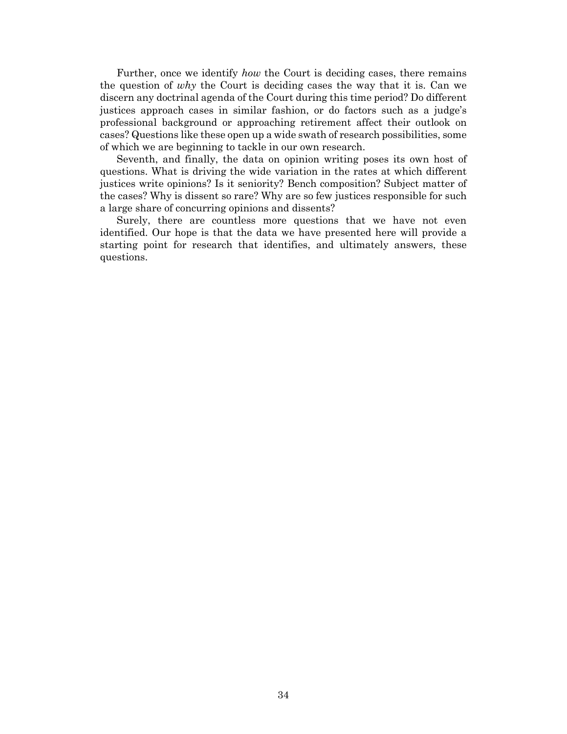Further, once we identify *how* the Court is deciding cases, there remains the question of *why* the Court is deciding cases the way that it is. Can we discern any doctrinal agenda of the Court during this time period? Do different justices approach cases in similar fashion, or do factors such as a judge's professional background or approaching retirement affect their outlook on cases? Questions like these open up a wide swath of research possibilities, some of which we are beginning to tackle in our own research.

Seventh, and finally, the data on opinion writing poses its own host of questions. What is driving the wide variation in the rates at which different justices write opinions? Is it seniority? Bench composition? Subject matter of the cases? Why is dissent so rare? Why are so few justices responsible for such a large share of concurring opinions and dissents?

Surely, there are countless more questions that we have not even identified. Our hope is that the data we have presented here will provide a starting point for research that identifies, and ultimately answers, these questions.